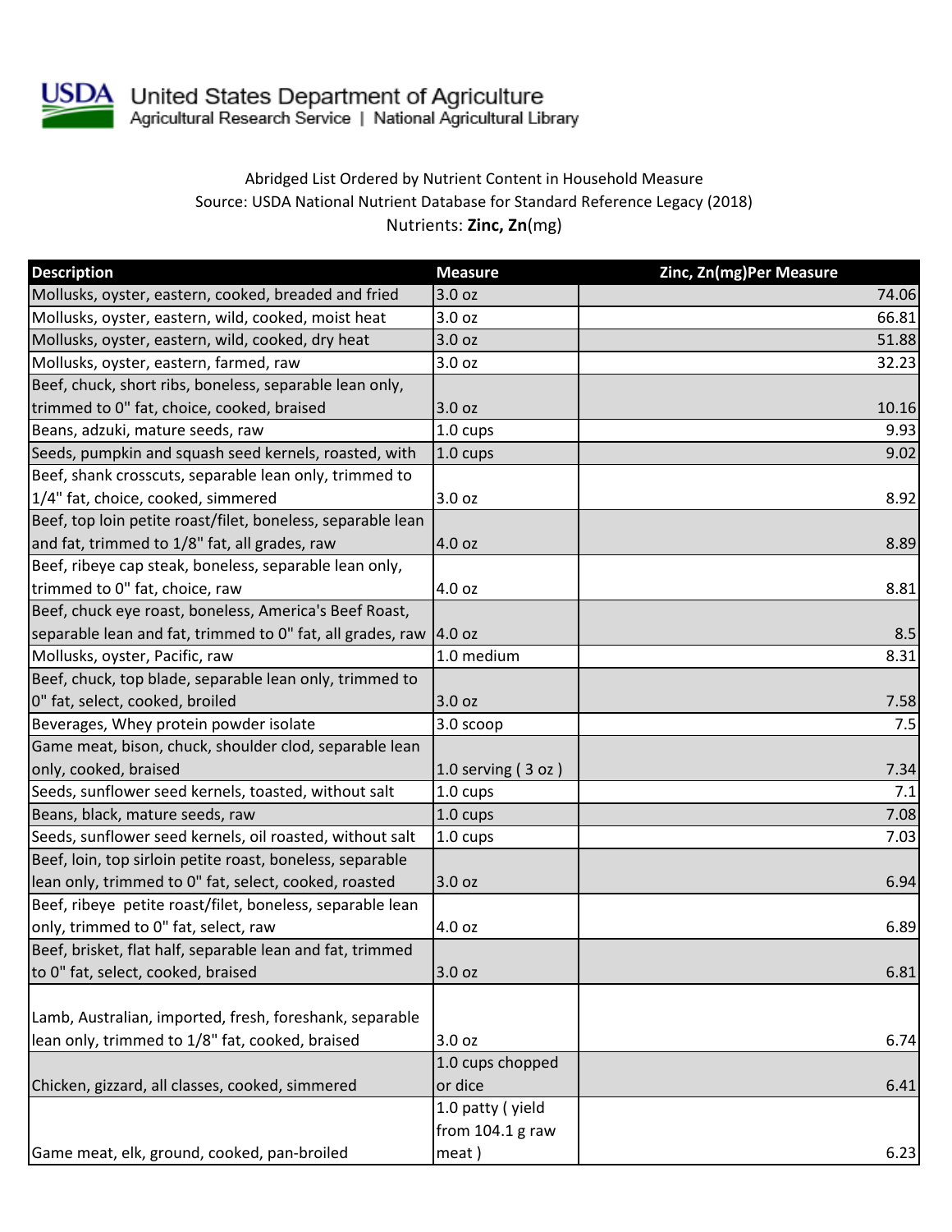United States Department of Agriculture
Agricultural Research Service | National Agricultural Library

Abridged List Ordered by Nutrient Content in Household Measure
Source: USDA National Nutrient Database for Standard Reference Legacy (2018)
Nutrients: **Zinc, Zn**(mg)

| Description | Measure | Zinc, Zn(mg)Per Measure |
|---|---|---|
| Mollusks, oyster, eastern, cooked, breaded and fried | 3.0 oz | 74.06 |
| Mollusks, oyster, eastern, wild, cooked, moist heat | 3.0 oz | 66.81 |
| Mollusks, oyster, eastern, wild, cooked, dry heat | 3.0 oz | 51.88 |
| Mollusks, oyster, eastern, farmed, raw | 3.0 oz | 32.23 |
| Beef, chuck, short ribs, boneless, separable lean only, trimmed to 0" fat, choice, cooked, braised | 3.0 oz | 10.16 |
| Beans, adzuki, mature seeds, raw | 1.0 cups | 9.93 |
| Seeds, pumpkin and squash seed kernels, roasted, with | 1.0 cups | 9.02 |
| Beef, shank crosscuts, separable lean only, trimmed to 1/4" fat, choice, cooked, simmered | 3.0 oz | 8.92 |
| Beef, top loin petite roast/filet, boneless, separable lean and fat, trimmed to 1/8" fat, all grades, raw | 4.0 oz | 8.89 |
| Beef, ribeye cap steak, boneless, separable lean only, trimmed to 0" fat, choice, raw | 4.0 oz | 8.81 |
| Beef, chuck eye roast, boneless, America's Beef Roast, separable lean and fat, trimmed to 0" fat, all grades, raw | 4.0 oz | 8.5 |
| Mollusks, oyster, Pacific, raw | 1.0 medium | 8.31 |
| Beef, chuck, top blade, separable lean only, trimmed to 0" fat, select, cooked, broiled | 3.0 oz | 7.58 |
| Beverages, Whey protein powder isolate | 3.0 scoop | 7.5 |
| Game meat, bison, chuck, shoulder clod, separable lean only, cooked, braised | 1.0 serving ( 3 oz ) | 7.34 |
| Seeds, sunflower seed kernels, toasted, without salt | 1.0 cups | 7.1 |
| Beans, black, mature seeds, raw | 1.0 cups | 7.08 |
| Seeds, sunflower seed kernels, oil roasted, without salt | 1.0 cups | 7.03 |
| Beef, loin, top sirloin petite roast, boneless, separable lean only, trimmed to 0" fat, select, cooked, roasted | 3.0 oz | 6.94 |
| Beef, ribeye petite roast/filet, boneless, separable lean only, trimmed to 0" fat, select, raw | 4.0 oz | 6.89 |
| Beef, brisket, flat half, separable lean and fat, trimmed to 0" fat, select, cooked, braised | 3.0 oz | 6.81 |
| Lamb, Australian, imported, fresh, foreshank, separable lean only, trimmed to 1/8" fat, cooked, braised | 3.0 oz | 6.74 |
| Chicken, gizzard, all classes, cooked, simmered | 1.0 cups chopped or dice | 6.41 |
| Game meat, elk, ground, cooked, pan-broiled | 1.0 patty ( yield from 104.1 g raw meat ) | 6.23 |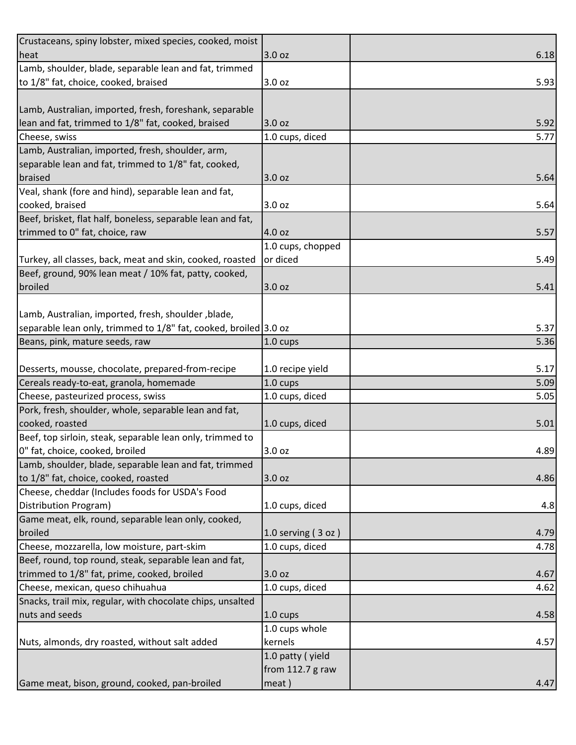| | | |
|---|---|---|
| Crustaceans, spiny lobster, mixed species, cooked, moist heat | 3.0 oz | 6.18 |
| Lamb, shoulder, blade, separable lean and fat, trimmed to 1/8" fat, choice, cooked, braised | 3.0 oz | 5.93 |
| Lamb, Australian, imported, fresh, foreshank, separable lean and fat, trimmed to 1/8" fat, cooked, braised | 3.0 oz | 5.92 |
| Cheese, swiss | 1.0 cups, diced | 5.77 |
| Lamb, Australian, imported, fresh, shoulder, arm, separable lean and fat, trimmed to 1/8" fat, cooked, braised | 3.0 oz | 5.64 |
| Veal, shank (fore and hind), separable lean and fat, cooked, braised | 3.0 oz | 5.64 |
| Beef, brisket, flat half, boneless, separable lean and fat, trimmed to 0" fat, choice, raw | 4.0 oz | 5.57 |
| Turkey, all classes, back, meat and skin, cooked, roasted | 1.0 cups, chopped or diced | 5.49 |
| Beef, ground, 90% lean meat / 10% fat, patty, cooked, broiled | 3.0 oz | 5.41 |
| Lamb, Australian, imported, fresh, shoulder ,blade, separable lean only, trimmed to 1/8" fat, cooked, broiled | 3.0 oz | 5.37 |
| Beans, pink, mature seeds, raw | 1.0 cups | 5.36 |
| Desserts, mousse, chocolate, prepared-from-recipe | 1.0 recipe yield | 5.17 |
| Cereals ready-to-eat, granola, homemade | 1.0 cups | 5.09 |
| Cheese, pasteurized process, swiss | 1.0 cups, diced | 5.05 |
| Pork, fresh, shoulder, whole, separable lean and fat, cooked, roasted | 1.0 cups, diced | 5.01 |
| Beef, top sirloin, steak, separable lean only, trimmed to 0" fat, choice, cooked, broiled | 3.0 oz | 4.89 |
| Lamb, shoulder, blade, separable lean and fat, trimmed to 1/8" fat, choice, cooked, roasted | 3.0 oz | 4.86 |
| Cheese, cheddar (Includes foods for USDA's Food Distribution Program) | 1.0 cups, diced | 4.8 |
| Game meat, elk, round, separable lean only, cooked, broiled | 1.0 serving ( 3 oz ) | 4.79 |
| Cheese, mozzarella, low moisture, part-skim | 1.0 cups, diced | 4.78 |
| Beef, round, top round, steak, separable lean and fat, trimmed to 1/8" fat, prime, cooked, broiled | 3.0 oz | 4.67 |
| Cheese, mexican, queso chihuahua | 1.0 cups, diced | 4.62 |
| Snacks, trail mix, regular, with chocolate chips, unsalted nuts and seeds | 1.0 cups | 4.58 |
| Nuts, almonds, dry roasted, without salt added | 1.0 cups whole kernels | 4.57 |
| Game meat, bison, ground, cooked, pan-broiled | 1.0 patty ( yield from 112.7 g raw meat ) | 4.47 |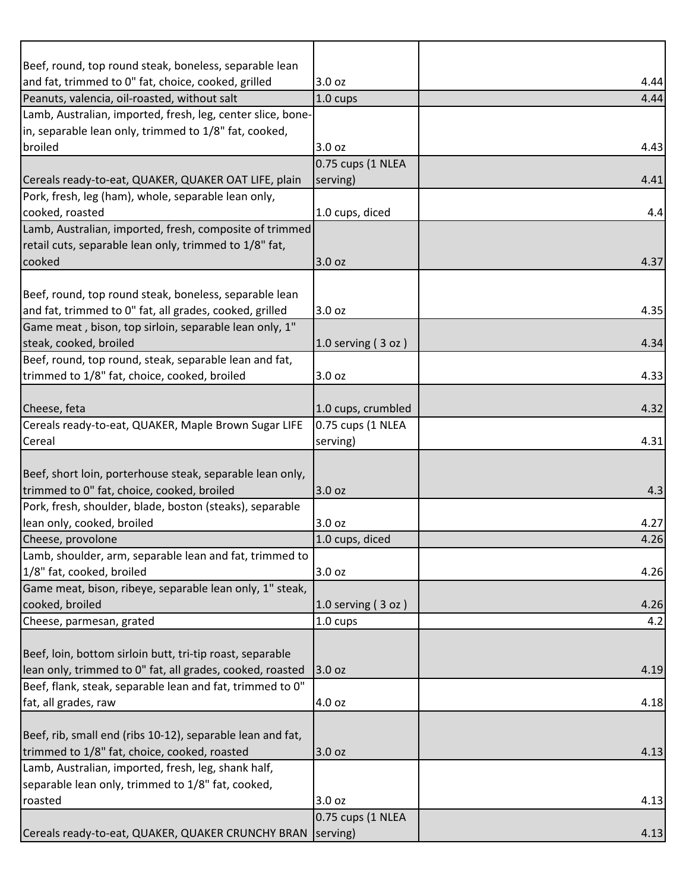| | | |
|---|---|---|
| Beef, round, top round steak, boneless, separable lean and fat, trimmed to 0" fat, choice, cooked, grilled | 3.0 oz | 4.44 |
| Peanuts, valencia, oil-roasted, without salt | 1.0 cups | 4.44 |
| Lamb, Australian, imported, fresh, leg, center slice, bone-in, separable lean only, trimmed to 1/8" fat, cooked, broiled | 3.0 oz | 4.43 |
| Cereals ready-to-eat, QUAKER, QUAKER OAT LIFE, plain | 0.75 cups (1 NLEA serving) | 4.41 |
| Pork, fresh, leg (ham), whole, separable lean only, cooked, roasted | 1.0 cups, diced | 4.4 |
| Lamb, Australian, imported, fresh, composite of trimmed retail cuts, separable lean only, trimmed to 1/8" fat, cooked | 3.0 oz | 4.37 |
| Beef, round, top round steak, boneless, separable lean and fat, trimmed to 0" fat, all grades, cooked, grilled | 3.0 oz | 4.35 |
| Game meat , bison, top sirloin, separable lean only, 1" steak, cooked, broiled | 1.0 serving ( 3 oz ) | 4.34 |
| Beef, round, top round, steak, separable lean and fat, trimmed to 1/8" fat, choice, cooked, broiled | 3.0 oz | 4.33 |
| Cheese, feta | 1.0 cups, crumbled | 4.32 |
| Cereals ready-to-eat, QUAKER, Maple Brown Sugar LIFE Cereal | 0.75 cups (1 NLEA serving) | 4.31 |
| Beef, short loin, porterhouse steak, separable lean only, trimmed to 0" fat, choice, cooked, broiled | 3.0 oz | 4.3 |
| Pork, fresh, shoulder, blade, boston (steaks), separable lean only, cooked, broiled | 3.0 oz | 4.27 |
| Cheese, provolone | 1.0 cups, diced | 4.26 |
| Lamb, shoulder, arm, separable lean and fat, trimmed to 1/8" fat, cooked, broiled | 3.0 oz | 4.26 |
| Game meat, bison, ribeye, separable lean only, 1" steak, cooked, broiled | 1.0 serving ( 3 oz ) | 4.26 |
| Cheese, parmesan, grated | 1.0 cups | 4.2 |
| Beef, loin, bottom sirloin butt, tri-tip roast, separable lean only, trimmed to 0" fat, all grades, cooked, roasted | 3.0 oz | 4.19 |
| Beef, flank, steak, separable lean and fat, trimmed to 0" fat, all grades, raw | 4.0 oz | 4.18 |
| Beef, rib, small end (ribs 10-12), separable lean and fat, trimmed to 1/8" fat, choice, cooked, roasted | 3.0 oz | 4.13 |
| Lamb, Australian, imported, fresh, leg, shank half, separable lean only, trimmed to 1/8" fat, cooked, roasted | 3.0 oz | 4.13 |
| Cereals ready-to-eat, QUAKER, QUAKER CRUNCHY BRAN | 0.75 cups (1 NLEA serving) | 4.13 |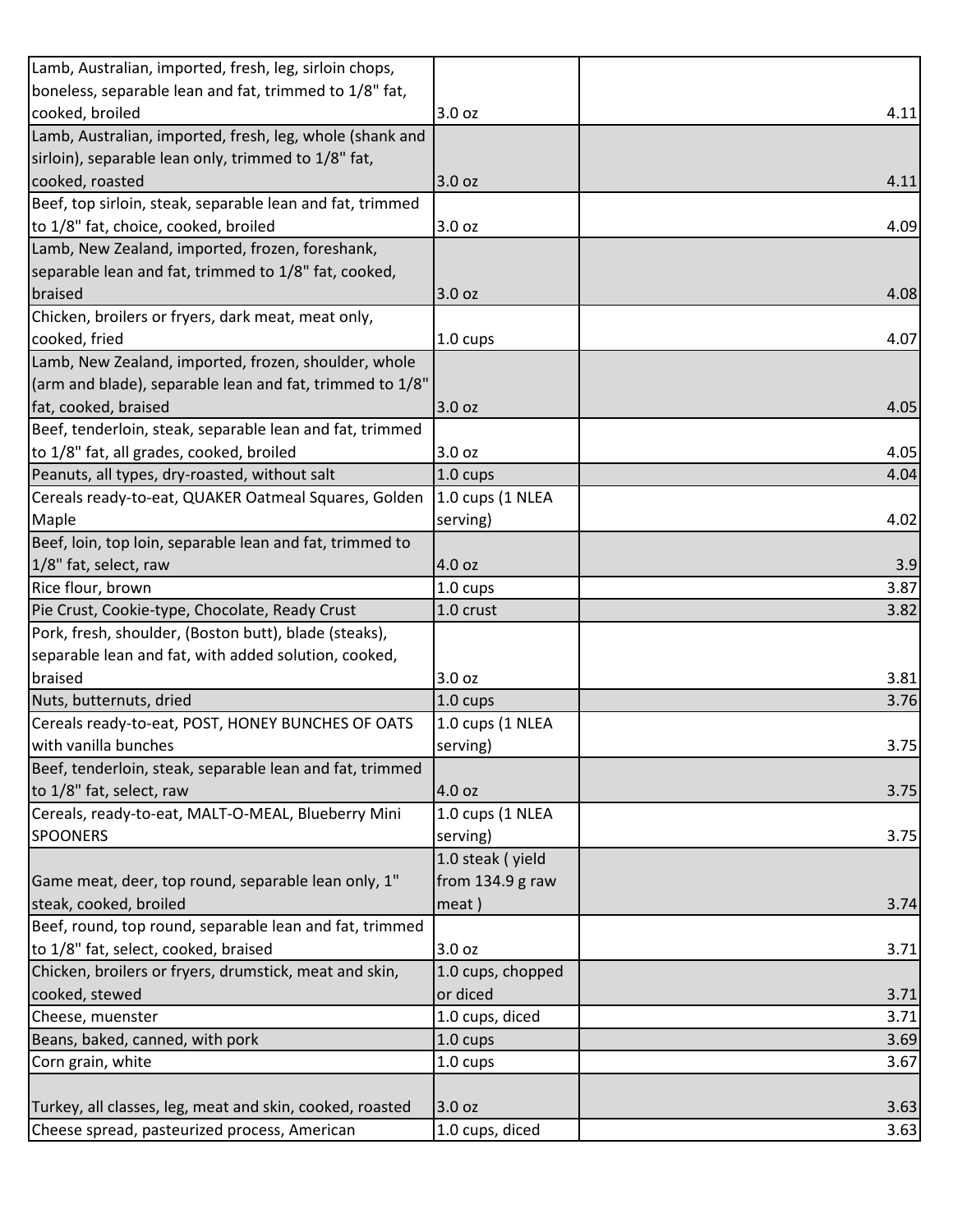| | | |
|---|---|---|
| Lamb, Australian, imported, fresh, leg, sirloin chops, boneless, separable lean and fat, trimmed to 1/8" fat, cooked, broiled | 3.0 oz | 4.11 |
| Lamb, Australian, imported, fresh, leg, whole (shank and sirloin), separable lean only, trimmed to 1/8" fat, cooked, roasted | 3.0 oz | 4.11 |
| Beef, top sirloin, steak, separable lean and fat, trimmed to 1/8" fat, choice, cooked, broiled | 3.0 oz | 4.09 |
| Lamb, New Zealand, imported, frozen, foreshank, separable lean and fat, trimmed to 1/8" fat, cooked, braised | 3.0 oz | 4.08 |
| Chicken, broilers or fryers, dark meat, meat only, cooked, fried | 1.0 cups | 4.07 |
| Lamb, New Zealand, imported, frozen, shoulder, whole (arm and blade), separable lean and fat, trimmed to 1/8" fat, cooked, braised | 3.0 oz | 4.05 |
| Beef, tenderloin, steak, separable lean and fat, trimmed to 1/8" fat, all grades, cooked, broiled | 3.0 oz | 4.05 |
| Peanuts, all types, dry-roasted, without salt | 1.0 cups | 4.04 |
| Cereals ready-to-eat, QUAKER Oatmeal Squares, Golden Maple | 1.0 cups (1 NLEA serving) | 4.02 |
| Beef, loin, top loin, separable lean and fat, trimmed to 1/8" fat, select, raw | 4.0 oz | 3.9 |
| Rice flour, brown | 1.0 cups | 3.87 |
| Pie Crust, Cookie-type, Chocolate, Ready Crust | 1.0 crust | 3.82 |
| Pork, fresh, shoulder, (Boston butt), blade (steaks), separable lean and fat, with added solution, cooked, braised | 3.0 oz | 3.81 |
| Nuts, butternuts, dried | 1.0 cups | 3.76 |
| Cereals ready-to-eat, POST, HONEY BUNCHES OF OATS with vanilla bunches | 1.0 cups (1 NLEA serving) | 3.75 |
| Beef, tenderloin, steak, separable lean and fat, trimmed to 1/8" fat, select, raw | 4.0 oz | 3.75 |
| Cereals, ready-to-eat, MALT-O-MEAL, Blueberry Mini SPOONERS | 1.0 cups (1 NLEA serving) | 3.75 |
| Game meat, deer, top round, separable lean only, 1" steak, cooked, broiled | 1.0 steak ( yield from 134.9 g raw meat ) | 3.74 |
| Beef, round, top round, separable lean and fat, trimmed to 1/8" fat, select, cooked, braised | 3.0 oz | 3.71 |
| Chicken, broilers or fryers, drumstick, meat and skin, cooked, stewed | 1.0 cups, chopped or diced | 3.71 |
| Cheese, muenster | 1.0 cups, diced | 3.71 |
| Beans, baked, canned, with pork | 1.0 cups | 3.69 |
| Corn grain, white | 1.0 cups | 3.67 |
| Turkey, all classes, leg, meat and skin, cooked, roasted | 3.0 oz | 3.63 |
| Cheese spread, pasteurized process, American | 1.0 cups, diced | 3.63 |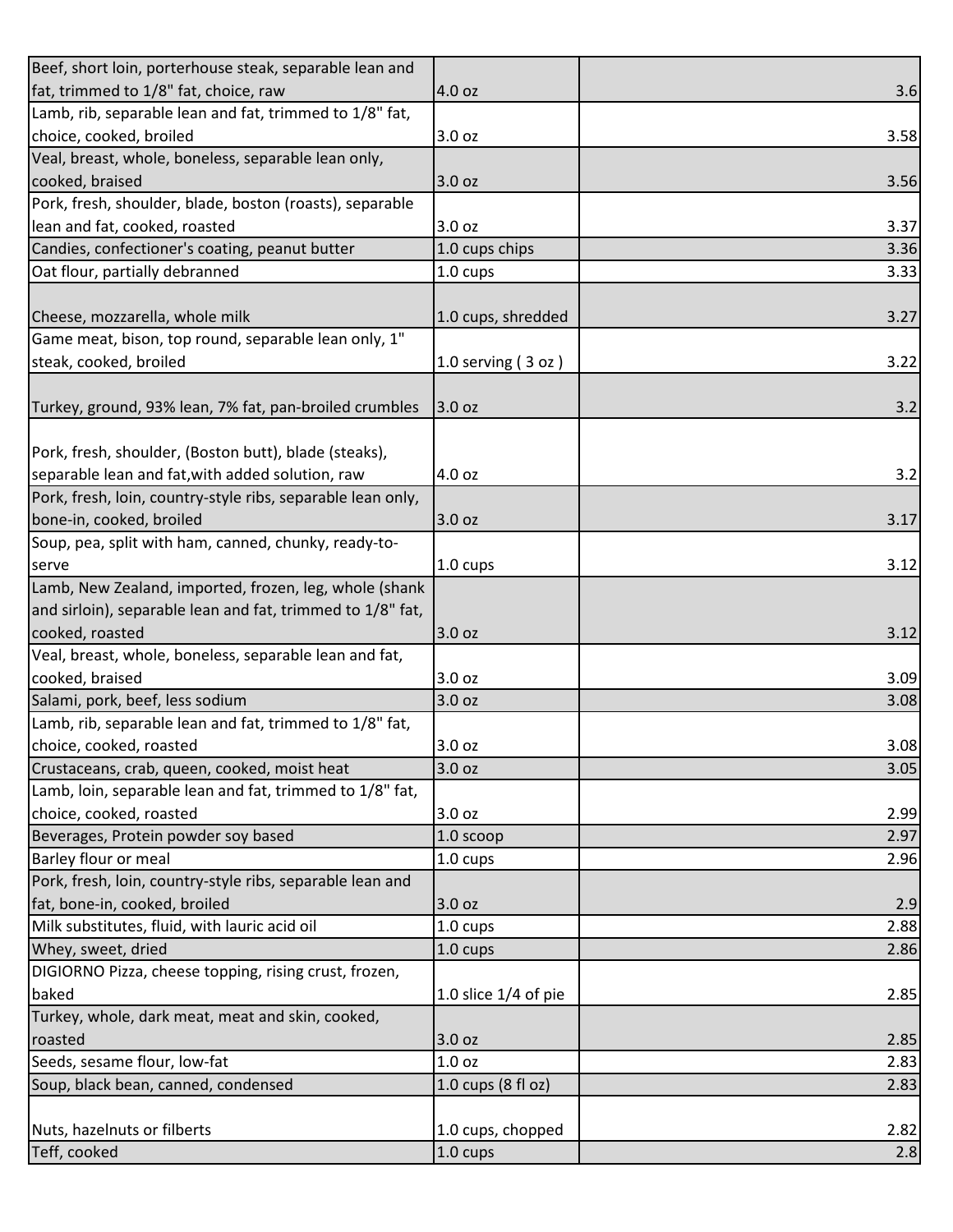| | | |
|---|---|---|
| Beef, short loin, porterhouse steak, separable lean and fat, trimmed to 1/8" fat, choice, raw | 4.0 oz | 3.6 |
| Lamb, rib, separable lean and fat, trimmed to 1/8" fat, choice, cooked, broiled | 3.0 oz | 3.58 |
| Veal, breast, whole, boneless, separable lean only, cooked, braised | 3.0 oz | 3.56 |
| Pork, fresh, shoulder, blade, boston (roasts), separable lean and fat, cooked, roasted | 3.0 oz | 3.37 |
| Candies, confectioner's coating, peanut butter | 1.0 cups chips | 3.36 |
| Oat flour, partially debranned | 1.0 cups | 3.33 |
| Cheese, mozzarella, whole milk | 1.0 cups, shredded | 3.27 |
| Game meat, bison, top round, separable lean only, 1" steak, cooked, broiled | 1.0 serving ( 3 oz ) | 3.22 |
| Turkey, ground, 93% lean, 7% fat, pan-broiled crumbles | 3.0 oz | 3.2 |
| Pork, fresh, shoulder, (Boston butt), blade (steaks), separable lean and fat,with added solution, raw | 4.0 oz | 3.2 |
| Pork, fresh, loin, country-style ribs, separable lean only, bone-in, cooked, broiled | 3.0 oz | 3.17 |
| Soup, pea, split with ham, canned, chunky, ready-to-serve | 1.0 cups | 3.12 |
| Lamb, New Zealand, imported, frozen, leg, whole (shank and sirloin), separable lean and fat, trimmed to 1/8" fat, cooked, roasted | 3.0 oz | 3.12 |
| Veal, breast, whole, boneless, separable lean and fat, cooked, braised | 3.0 oz | 3.09 |
| Salami, pork, beef, less sodium | 3.0 oz | 3.08 |
| Lamb, rib, separable lean and fat, trimmed to 1/8" fat, choice, cooked, roasted | 3.0 oz | 3.08 |
| Crustaceans, crab, queen, cooked, moist heat | 3.0 oz | 3.05 |
| Lamb, loin, separable lean and fat, trimmed to 1/8" fat, choice, cooked, roasted | 3.0 oz | 2.99 |
| Beverages, Protein powder soy based | 1.0 scoop | 2.97 |
| Barley flour or meal | 1.0 cups | 2.96 |
| Pork, fresh, loin, country-style ribs, separable lean and fat, bone-in, cooked, broiled | 3.0 oz | 2.9 |
| Milk substitutes, fluid, with lauric acid oil | 1.0 cups | 2.88 |
| Whey, sweet, dried | 1.0 cups | 2.86 |
| DIGIORNO Pizza, cheese topping, rising crust, frozen, baked | 1.0 slice 1/4 of pie | 2.85 |
| Turkey, whole, dark meat, meat and skin, cooked, roasted | 3.0 oz | 2.85 |
| Seeds, sesame flour, low-fat | 1.0 oz | 2.83 |
| Soup, black bean, canned, condensed | 1.0 cups (8 fl oz) | 2.83 |
| Nuts, hazelnuts or filberts | 1.0 cups, chopped | 2.82 |
| Teff, cooked | 1.0 cups | 2.8 |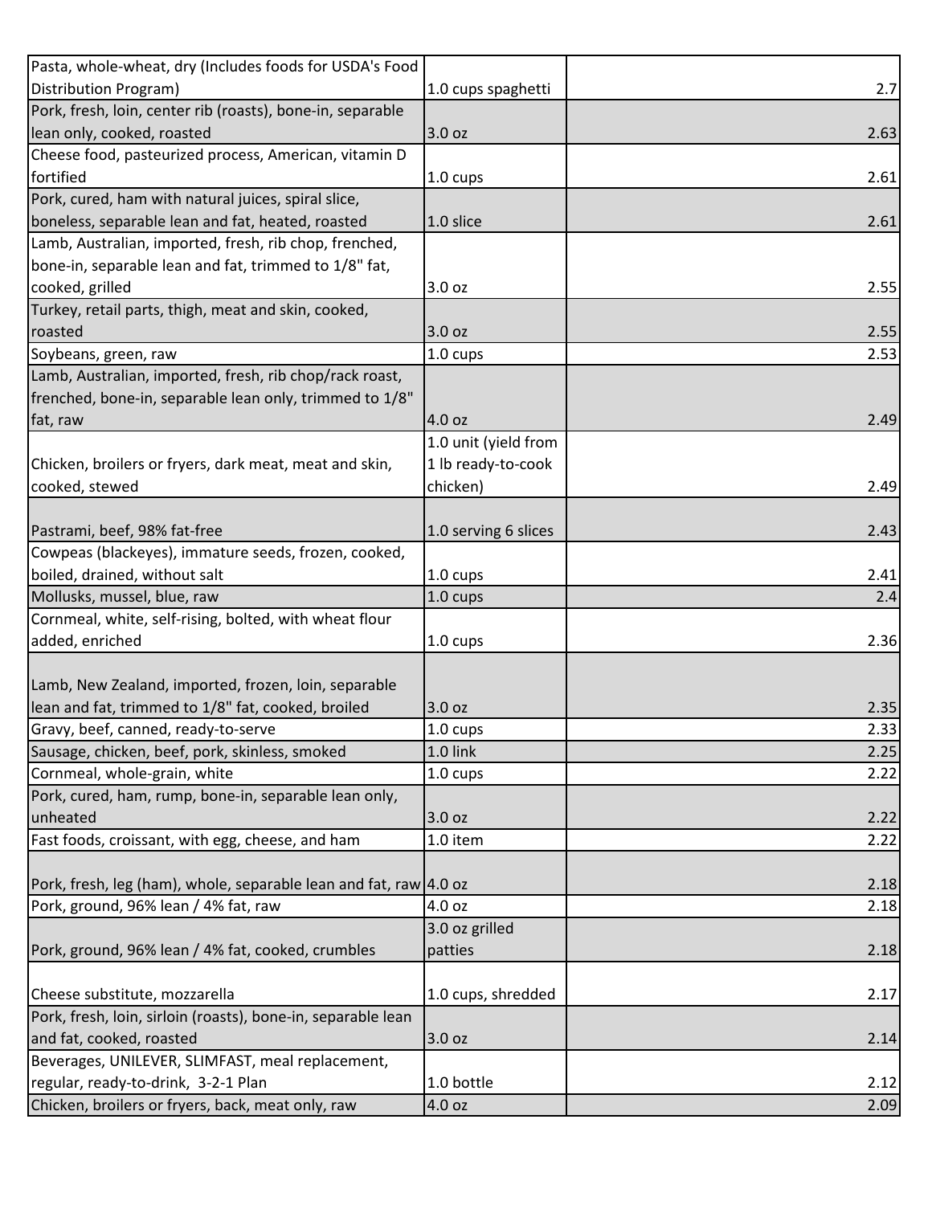| | | |
|---|---|---|
| Pasta, whole-wheat, dry (Includes foods for USDA's Food Distribution Program) | 1.0 cups spaghetti | 2.7 |
| Pork, fresh, loin, center rib (roasts), bone-in, separable lean only, cooked, roasted | 3.0 oz | 2.63 |
| Cheese food, pasteurized process, American, vitamin D fortified | 1.0 cups | 2.61 |
| Pork, cured, ham with natural juices, spiral slice, boneless, separable lean and fat, heated, roasted | 1.0 slice | 2.61 |
| Lamb, Australian, imported, fresh, rib chop, frenched, bone-in, separable lean and fat, trimmed to 1/8" fat, cooked, grilled | 3.0 oz | 2.55 |
| Turkey, retail parts, thigh, meat and skin, cooked, roasted | 3.0 oz | 2.55 |
| Soybeans, green, raw | 1.0 cups | 2.53 |
| Lamb, Australian, imported, fresh, rib chop/rack roast, frenched, bone-in, separable lean only, trimmed to 1/8" fat, raw | 4.0 oz | 2.49 |
| Chicken, broilers or fryers, dark meat, meat and skin, cooked, stewed | 1.0 unit (yield from 1 lb ready-to-cook chicken) | 2.49 |
| Pastrami, beef, 98% fat-free | 1.0 serving 6 slices | 2.43 |
| Cowpeas (blackeyes), immature seeds, frozen, cooked, boiled, drained, without salt | 1.0 cups | 2.41 |
| Mollusks, mussel, blue, raw | 1.0 cups | 2.4 |
| Cornmeal, white, self-rising, bolted, with wheat flour added, enriched | 1.0 cups | 2.36 |
| Lamb, New Zealand, imported, frozen, loin, separable lean and fat, trimmed to 1/8" fat, cooked, broiled | 3.0 oz | 2.35 |
| Gravy, beef, canned, ready-to-serve | 1.0 cups | 2.33 |
| Sausage, chicken, beef, pork, skinless, smoked | 1.0 link | 2.25 |
| Cornmeal, whole-grain, white | 1.0 cups | 2.22 |
| Pork, cured, ham, rump, bone-in, separable lean only, unheated | 3.0 oz | 2.22 |
| Fast foods, croissant, with egg, cheese, and ham | 1.0 item | 2.22 |
| Pork, fresh, leg (ham), whole, separable lean and fat, raw | 4.0 oz | 2.18 |
| Pork, ground, 96% lean / 4% fat, raw | 4.0 oz | 2.18 |
| Pork, ground, 96% lean / 4% fat, cooked, crumbles | 3.0 oz grilled patties | 2.18 |
| Cheese substitute, mozzarella | 1.0 cups, shredded | 2.17 |
| Pork, fresh, loin, sirloin (roasts), bone-in, separable lean and fat, cooked, roasted | 3.0 oz | 2.14 |
| Beverages, UNILEVER, SLIMFAST, meal replacement, regular, ready-to-drink, 3-2-1 Plan | 1.0 bottle | 2.12 |
| Chicken, broilers or fryers, back, meat only, raw | 4.0 oz | 2.09 |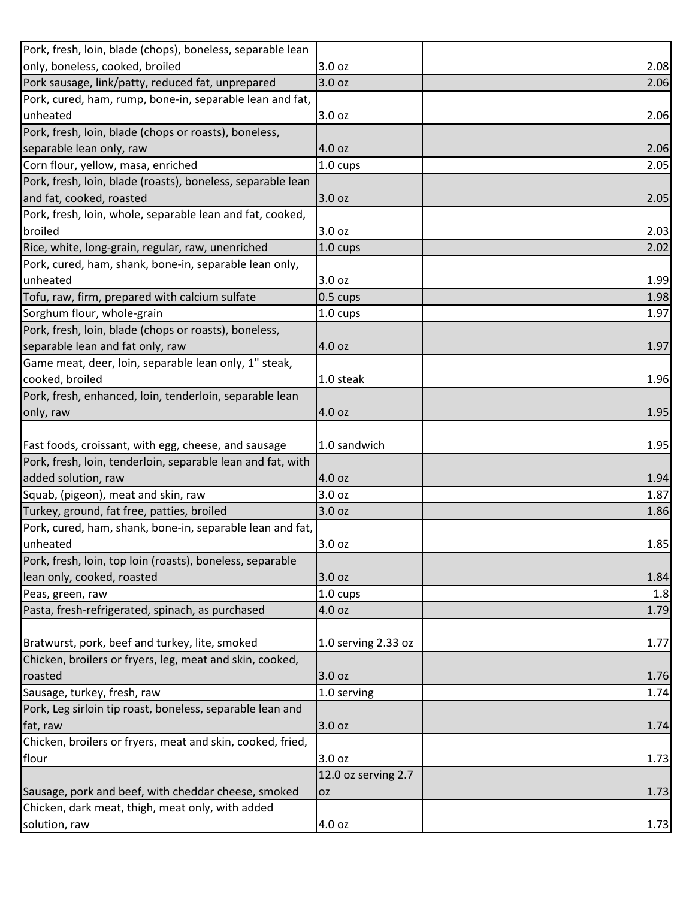| | | |
|---|---|---|
| Pork, fresh, loin, blade (chops), boneless, separable lean only, boneless, cooked, broiled | 3.0 oz | 2.08 |
| Pork sausage, link/patty, reduced fat, unprepared | 3.0 oz | 2.06 |
| Pork, cured, ham, rump, bone-in, separable lean and fat, unheated | 3.0 oz | 2.06 |
| Pork, fresh, loin, blade (chops or roasts), boneless, separable lean only, raw | 4.0 oz | 2.06 |
| Corn flour, yellow, masa, enriched | 1.0 cups | 2.05 |
| Pork, fresh, loin, blade (roasts), boneless, separable lean and fat, cooked, roasted | 3.0 oz | 2.05 |
| Pork, fresh, loin, whole, separable lean and fat, cooked, broiled | 3.0 oz | 2.03 |
| Rice, white, long-grain, regular, raw, unenriched | 1.0 cups | 2.02 |
| Pork, cured, ham, shank, bone-in, separable lean only, unheated | 3.0 oz | 1.99 |
| Tofu, raw, firm, prepared with calcium sulfate | 0.5 cups | 1.98 |
| Sorghum flour, whole-grain | 1.0 cups | 1.97 |
| Pork, fresh, loin, blade (chops or roasts), boneless, separable lean and fat only, raw | 4.0 oz | 1.97 |
| Game meat, deer, loin, separable lean only, 1" steak, cooked, broiled | 1.0 steak | 1.96 |
| Pork, fresh, enhanced, loin, tenderloin, separable lean only, raw | 4.0 oz | 1.95 |
| Fast foods, croissant, with egg, cheese, and sausage | 1.0 sandwich | 1.95 |
| Pork, fresh, loin, tenderloin, separable lean and fat, with added solution, raw | 4.0 oz | 1.94 |
| Squab, (pigeon), meat and skin, raw | 3.0 oz | 1.87 |
| Turkey, ground, fat free, patties, broiled | 3.0 oz | 1.86 |
| Pork, cured, ham, shank, bone-in, separable lean and fat, unheated | 3.0 oz | 1.85 |
| Pork, fresh, loin, top loin (roasts), boneless, separable lean only, cooked, roasted | 3.0 oz | 1.84 |
| Peas, green, raw | 1.0 cups | 1.8 |
| Pasta, fresh-refrigerated, spinach, as purchased | 4.0 oz | 1.79 |
| Bratwurst, pork, beef and turkey, lite, smoked | 1.0 serving 2.33 oz | 1.77 |
| Chicken, broilers or fryers, leg, meat and skin, cooked, roasted | 3.0 oz | 1.76 |
| Sausage, turkey, fresh, raw | 1.0 serving | 1.74 |
| Pork, Leg sirloin tip roast, boneless, separable lean and fat, raw | 3.0 oz | 1.74 |
| Chicken, broilers or fryers, meat and skin, cooked, fried, flour | 3.0 oz | 1.73 |
| Sausage, pork and beef, with cheddar cheese, smoked | 12.0 oz serving 2.7 oz | 1.73 |
| Chicken, dark meat, thigh, meat only, with added solution, raw | 4.0 oz | 1.73 |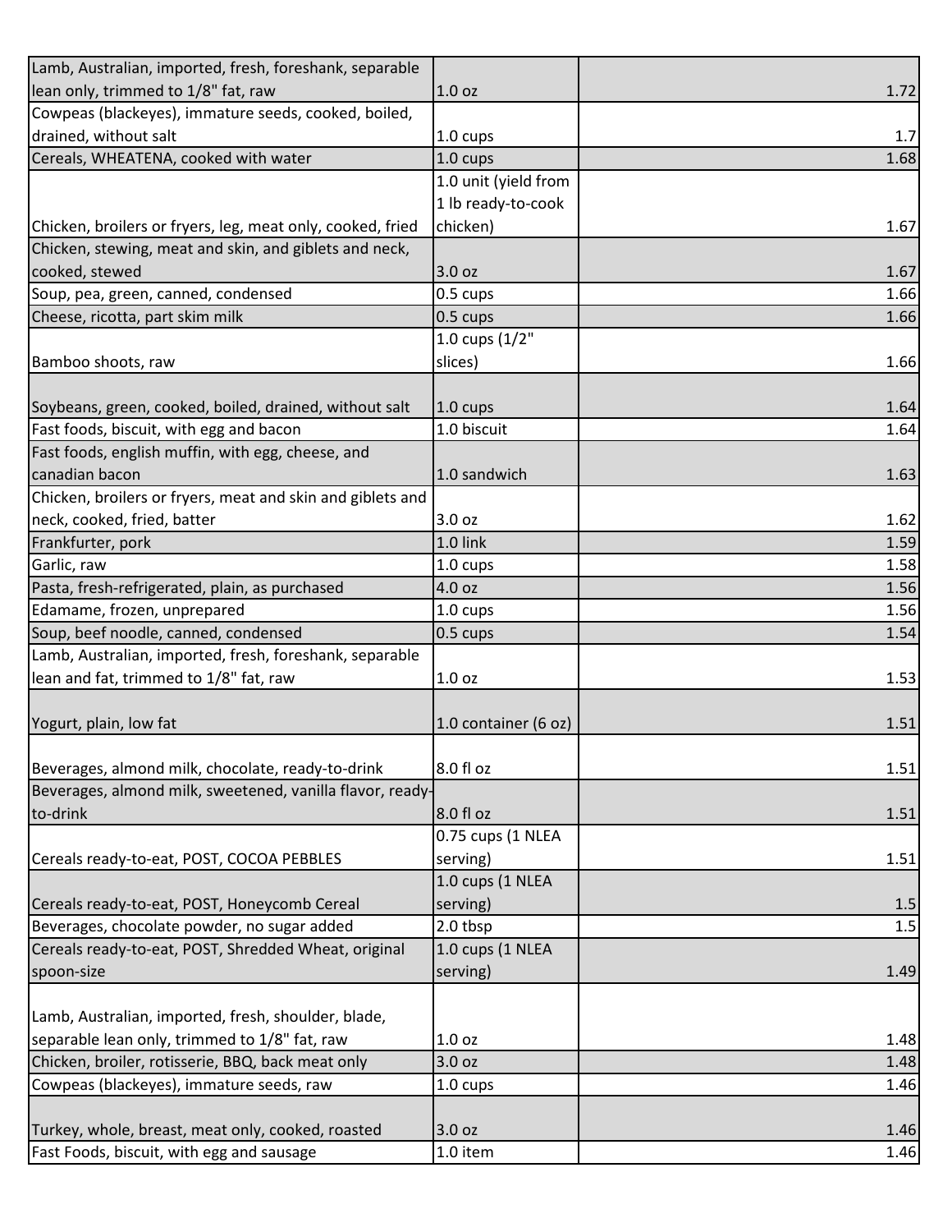| | | |
|---|---|---|
| Lamb, Australian, imported, fresh, foreshank, separable lean only, trimmed to 1/8" fat, raw | 1.0 oz | 1.72 |
| Cowpeas (blackeyes), immature seeds, cooked, boiled, drained, without salt | 1.0 cups | 1.7 |
| Cereals, WHEATENA, cooked with water | 1.0 cups | 1.68 |
| Chicken, broilers or fryers, leg, meat only, cooked, fried | 1.0 unit (yield from 1 lb ready-to-cook chicken) | 1.67 |
| Chicken, stewing, meat and skin, and giblets and neck, cooked, stewed | 3.0 oz | 1.67 |
| Soup, pea, green, canned, condensed | 0.5 cups | 1.66 |
| Cheese, ricotta, part skim milk | 0.5 cups | 1.66 |
| Bamboo shoots, raw | 1.0 cups (1/2" slices) | 1.66 |
| Soybeans, green, cooked, boiled, drained, without salt | 1.0 cups | 1.64 |
| Fast foods, biscuit, with egg and bacon | 1.0 biscuit | 1.64 |
| Fast foods, english muffin, with egg, cheese, and canadian bacon | 1.0 sandwich | 1.63 |
| Chicken, broilers or fryers, meat and skin and giblets and neck, cooked, fried, batter | 3.0 oz | 1.62 |
| Frankfurter, pork | 1.0 link | 1.59 |
| Garlic, raw | 1.0 cups | 1.58 |
| Pasta, fresh-refrigerated, plain, as purchased | 4.0 oz | 1.56 |
| Edamame, frozen, unprepared | 1.0 cups | 1.56 |
| Soup, beef noodle, canned, condensed | 0.5 cups | 1.54 |
| Lamb, Australian, imported, fresh, foreshank, separable lean and fat, trimmed to 1/8" fat, raw | 1.0 oz | 1.53 |
| Yogurt, plain, low fat | 1.0 container (6 oz) | 1.51 |
| Beverages, almond milk, chocolate, ready-to-drink | 8.0 fl oz | 1.51 |
| Beverages, almond milk, sweetened, vanilla flavor, ready-to-drink | 8.0 fl oz | 1.51 |
| Cereals ready-to-eat, POST, COCOA PEBBLES | 0.75 cups (1 NLEA serving) | 1.51 |
| Cereals ready-to-eat, POST, Honeycomb Cereal | 1.0 cups (1 NLEA serving) | 1.5 |
| Beverages, chocolate powder, no sugar added | 2.0 tbsp | 1.5 |
| Cereals ready-to-eat, POST, Shredded Wheat, original spoon-size | 1.0 cups (1 NLEA serving) | 1.49 |
| Lamb, Australian, imported, fresh, shoulder, blade, separable lean only, trimmed to 1/8" fat, raw | 1.0 oz | 1.48 |
| Chicken, broiler, rotisserie, BBQ, back meat only | 3.0 oz | 1.48 |
| Cowpeas (blackeyes), immature seeds, raw | 1.0 cups | 1.46 |
| Turkey, whole, breast, meat only, cooked, roasted | 3.0 oz | 1.46 |
| Fast Foods, biscuit, with egg and sausage | 1.0 item | 1.46 |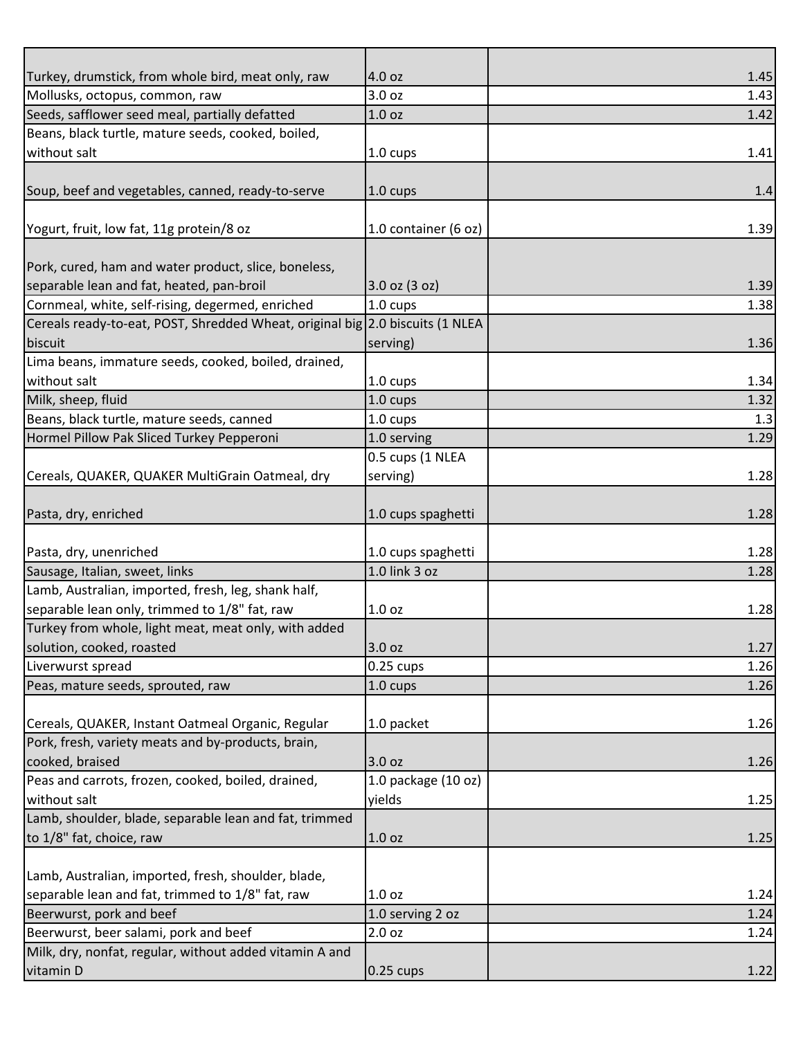| | | |
|---|---|---|
| Turkey, drumstick, from whole bird, meat only, raw | 4.0 oz | 1.45 |
| Mollusks, octopus, common, raw | 3.0 oz | 1.43 |
| Seeds, safflower seed meal, partially defatted | 1.0 oz | 1.42 |
| Beans, black turtle, mature seeds, cooked, boiled, without salt | 1.0 cups | 1.41 |
| Soup, beef and vegetables, canned, ready-to-serve | 1.0 cups | 1.4 |
| Yogurt, fruit, low fat, 11g protein/8 oz | 1.0 container (6 oz) | 1.39 |
| Pork, cured, ham and water product, slice, boneless, separable lean and fat, heated, pan-broil | 3.0 oz (3 oz) | 1.39 |
| Cornmeal, white, self-rising, degermed, enriched | 1.0 cups | 1.38 |
| Cereals ready-to-eat, POST, Shredded Wheat, original big biscuit | 2.0 biscuits (1 NLEA serving) | 1.36 |
| Lima beans, immature seeds, cooked, boiled, drained, without salt | 1.0 cups | 1.34 |
| Milk, sheep, fluid | 1.0 cups | 1.32 |
| Beans, black turtle, mature seeds, canned | 1.0 cups | 1.3 |
| Hormel Pillow Pak Sliced Turkey Pepperoni | 1.0 serving | 1.29 |
| Cereals, QUAKER, QUAKER MultiGrain Oatmeal, dry | 0.5 cups (1 NLEA serving) | 1.28 |
| Pasta, dry, enriched | 1.0 cups spaghetti | 1.28 |
| Pasta, dry, unenriched | 1.0 cups spaghetti | 1.28 |
| Sausage, Italian, sweet, links | 1.0 link 3 oz | 1.28 |
| Lamb, Australian, imported, fresh, leg, shank half, separable lean only, trimmed to 1/8" fat, raw | 1.0 oz | 1.28 |
| Turkey from whole, light meat, meat only, with added solution, cooked, roasted | 3.0 oz | 1.27 |
| Liverwurst spread | 0.25 cups | 1.26 |
| Peas, mature seeds, sprouted, raw | 1.0 cups | 1.26 |
| Cereals, QUAKER, Instant Oatmeal Organic, Regular | 1.0 packet | 1.26 |
| Pork, fresh, variety meats and by-products, brain, cooked, braised | 3.0 oz | 1.26 |
| Peas and carrots, frozen, cooked, boiled, drained, without salt | 1.0 package (10 oz) yields | 1.25 |
| Lamb, shoulder, blade, separable lean and fat, trimmed to 1/8" fat, choice, raw | 1.0 oz | 1.25 |
| Lamb, Australian, imported, fresh, shoulder, blade, separable lean and fat, trimmed to 1/8" fat, raw | 1.0 oz | 1.24 |
| Beerwurst, pork and beef | 1.0 serving 2 oz | 1.24 |
| Beerwurst, beer salami, pork and beef | 2.0 oz | 1.24 |
| Milk, dry, nonfat, regular, without added vitamin A and vitamin D | 0.25 cups | 1.22 |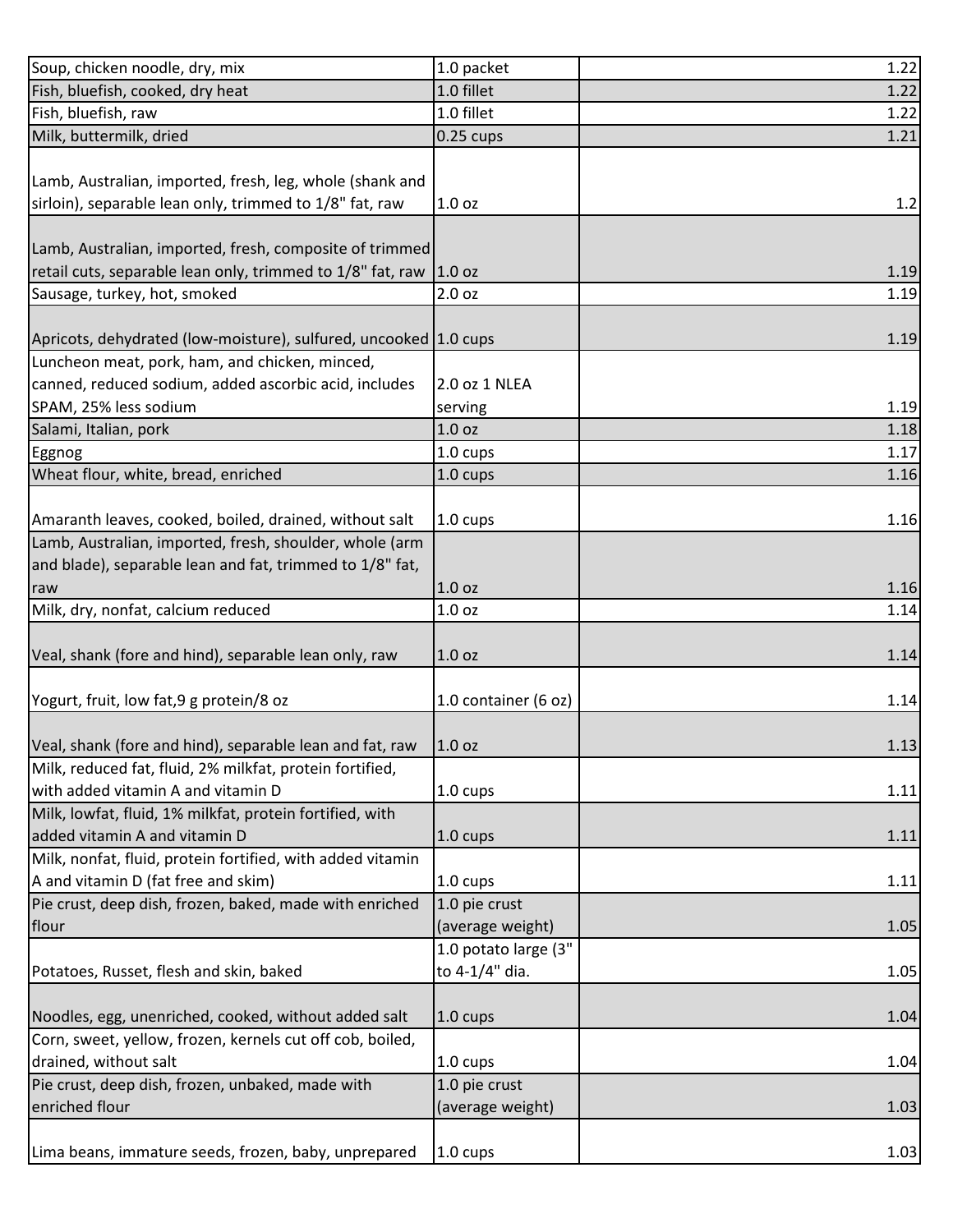| | | |
|---|---|---|
| Soup, chicken noodle, dry, mix | 1.0 packet | 1.22 |
| Fish, bluefish, cooked, dry heat | 1.0 fillet | 1.22 |
| Fish, bluefish, raw | 1.0 fillet | 1.22 |
| Milk, buttermilk, dried | 0.25 cups | 1.21 |
| Lamb, Australian, imported, fresh, leg, whole (shank and sirloin), separable lean only, trimmed to 1/8" fat, raw | 1.0 oz | 1.2 |
| Lamb, Australian, imported, fresh, composite of trimmed retail cuts, separable lean only, trimmed to 1/8" fat, raw | 1.0 oz | 1.19 |
| Sausage, turkey, hot, smoked | 2.0 oz | 1.19 |
| Apricots, dehydrated (low-moisture), sulfured, uncooked | 1.0 cups | 1.19 |
| Luncheon meat, pork, ham, and chicken, minced, canned, reduced sodium, added ascorbic acid, includes SPAM, 25% less sodium | 2.0 oz 1 NLEA serving | 1.19 |
| Salami, Italian, pork | 1.0 oz | 1.18 |
| Eggnog | 1.0 cups | 1.17 |
| Wheat flour, white, bread, enriched | 1.0 cups | 1.16 |
| Amaranth leaves, cooked, boiled, drained, without salt | 1.0 cups | 1.16 |
| Lamb, Australian, imported, fresh, shoulder, whole (arm and blade), separable lean and fat, trimmed to 1/8" fat, raw | 1.0 oz | 1.16 |
| Milk, dry, nonfat, calcium reduced | 1.0 oz | 1.14 |
| Veal, shank (fore and hind), separable lean only, raw | 1.0 oz | 1.14 |
| Yogurt, fruit, low fat,9 g protein/8 oz | 1.0 container (6 oz) | 1.14 |
| Veal, shank (fore and hind), separable lean and fat, raw | 1.0 oz | 1.13 |
| Milk, reduced fat, fluid, 2% milkfat, protein fortified, with added vitamin A and vitamin D | 1.0 cups | 1.11 |
| Milk, lowfat, fluid, 1% milkfat, protein fortified, with added vitamin A and vitamin D | 1.0 cups | 1.11 |
| Milk, nonfat, fluid, protein fortified, with added vitamin A and vitamin D (fat free and skim) | 1.0 cups | 1.11 |
| Pie crust, deep dish, frozen, baked, made with enriched flour | 1.0 pie crust (average weight) | 1.05 |
| Potatoes, Russet, flesh and skin, baked | 1.0 potato large (3" to 4-1/4" dia. | 1.05 |
| Noodles, egg, unenriched, cooked, without added salt | 1.0 cups | 1.04 |
| Corn, sweet, yellow, frozen, kernels cut off cob, boiled, drained, without salt | 1.0 cups | 1.04 |
| Pie crust, deep dish, frozen, unbaked, made with enriched flour | 1.0 pie crust (average weight) | 1.03 |
| Lima beans, immature seeds, frozen, baby, unprepared | 1.0 cups | 1.03 |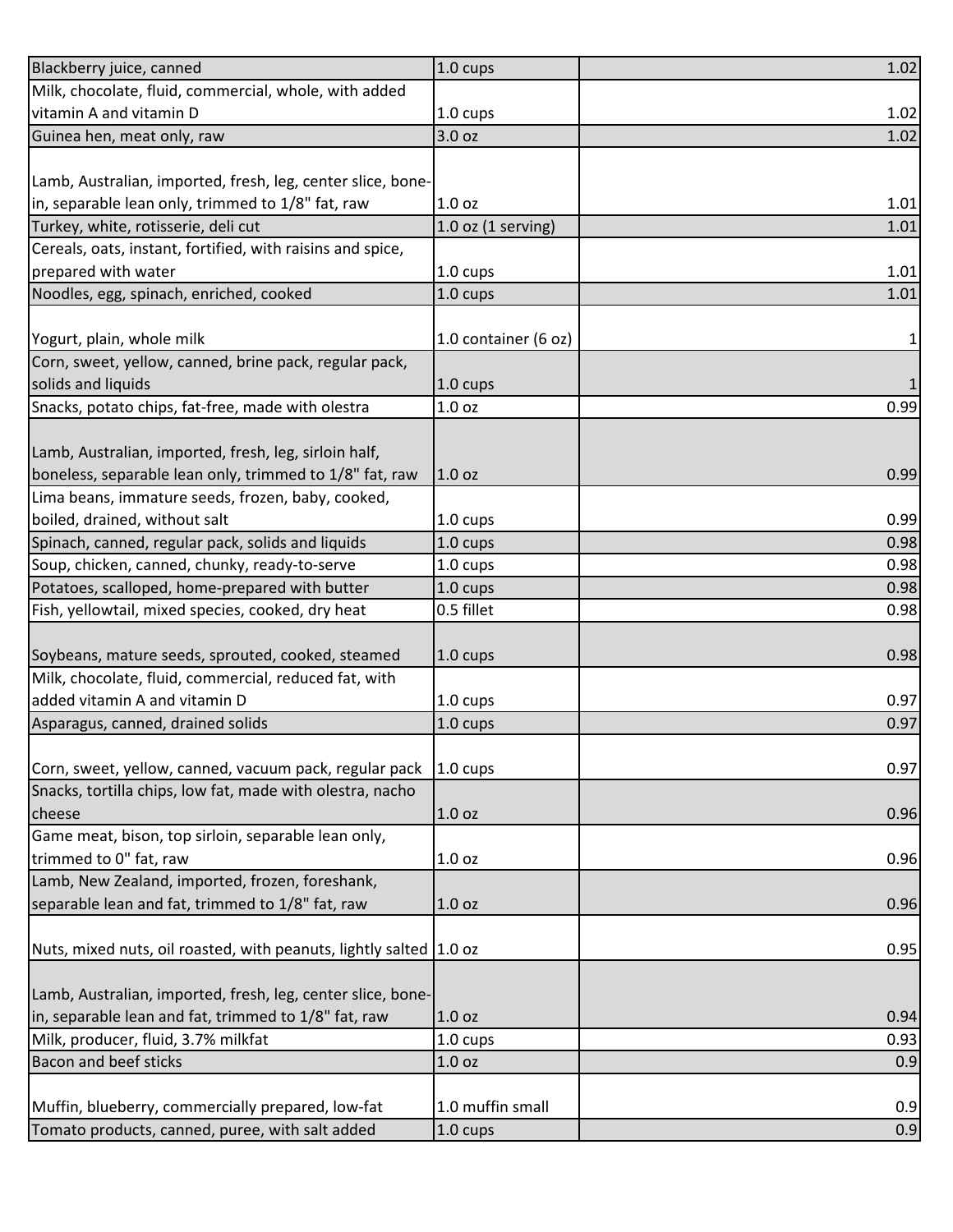| | | |
|---|---|---|
| Blackberry juice, canned | 1.0 cups | 1.02 |
| Milk, chocolate, fluid, commercial, whole, with added vitamin A and vitamin D | 1.0 cups | 1.02 |
| Guinea hen, meat only, raw | 3.0 oz | 1.02 |
| Lamb, Australian, imported, fresh, leg, center slice, bone-in, separable lean only, trimmed to 1/8" fat, raw | 1.0 oz | 1.01 |
| Turkey, white, rotisserie, deli cut | 1.0 oz (1 serving) | 1.01 |
| Cereals, oats, instant, fortified, with raisins and spice, prepared with water | 1.0 cups | 1.01 |
| Noodles, egg, spinach, enriched, cooked | 1.0 cups | 1.01 |
| Yogurt, plain, whole milk | 1.0 container (6 oz) | 1 |
| Corn, sweet, yellow, canned, brine pack, regular pack, solids and liquids | 1.0 cups | 1 |
| Snacks, potato chips, fat-free, made with olestra | 1.0 oz | 0.99 |
| Lamb, Australian, imported, fresh, leg, sirloin half, boneless, separable lean only, trimmed to 1/8" fat, raw | 1.0 oz | 0.99 |
| Lima beans, immature seeds, frozen, baby, cooked, boiled, drained, without salt | 1.0 cups | 0.99 |
| Spinach, canned, regular pack, solids and liquids | 1.0 cups | 0.98 |
| Soup, chicken, canned, chunky, ready-to-serve | 1.0 cups | 0.98 |
| Potatoes, scalloped, home-prepared with butter | 1.0 cups | 0.98 |
| Fish, yellowtail, mixed species, cooked, dry heat | 0.5 fillet | 0.98 |
| Soybeans, mature seeds, sprouted, cooked, steamed | 1.0 cups | 0.98 |
| Milk, chocolate, fluid, commercial, reduced fat, with added vitamin A and vitamin D | 1.0 cups | 0.97 |
| Asparagus, canned, drained solids | 1.0 cups | 0.97 |
| Corn, sweet, yellow, canned, vacuum pack, regular pack | 1.0 cups | 0.97 |
| Snacks, tortilla chips, low fat, made with olestra, nacho cheese | 1.0 oz | 0.96 |
| Game meat, bison, top sirloin, separable lean only, trimmed to 0" fat, raw | 1.0 oz | 0.96 |
| Lamb, New Zealand, imported, frozen, foreshank, separable lean and fat, trimmed to 1/8" fat, raw | 1.0 oz | 0.96 |
| Nuts, mixed nuts, oil roasted, with peanuts, lightly salted | 1.0 oz | 0.95 |
| Lamb, Australian, imported, fresh, leg, center slice, bone-in, separable lean and fat, trimmed to 1/8" fat, raw | 1.0 oz | 0.94 |
| Milk, producer, fluid, 3.7% milkfat | 1.0 cups | 0.93 |
| Bacon and beef sticks | 1.0 oz | 0.9 |
| Muffin, blueberry, commercially prepared, low-fat | 1.0 muffin small | 0.9 |
| Tomato products, canned, puree, with salt added | 1.0 cups | 0.9 |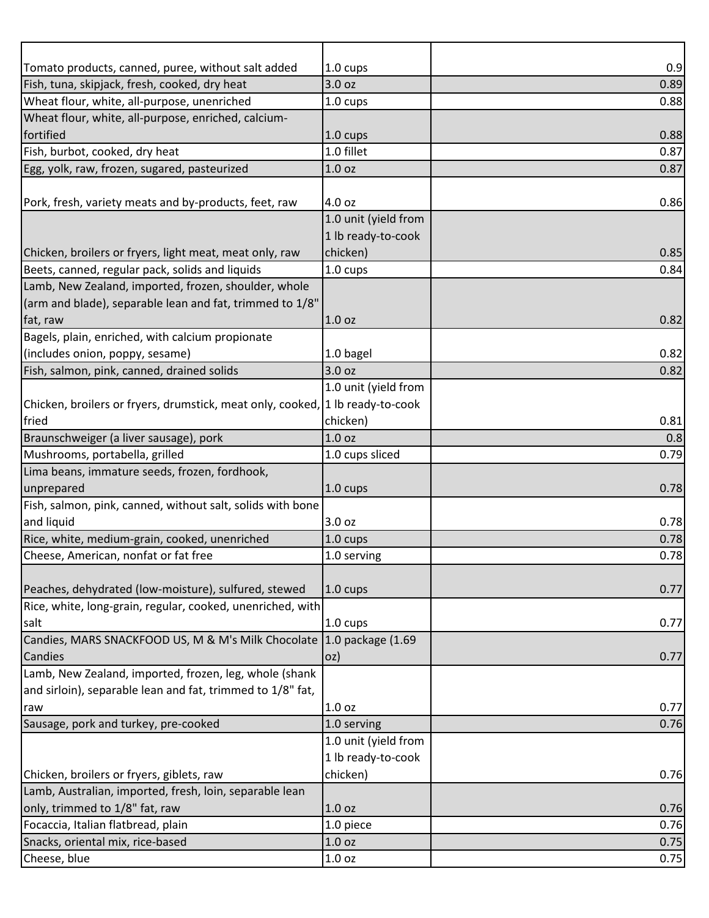| | | |
|---|---|---|
| Tomato products, canned, puree, without salt added | 1.0 cups | 0.9 |
| Fish, tuna, skipjack, fresh, cooked, dry heat | 3.0 oz | 0.89 |
| Wheat flour, white, all-purpose, unenriched | 1.0 cups | 0.88 |
| Wheat flour, white, all-purpose, enriched, calcium-fortified | 1.0 cups | 0.88 |
| Fish, burbot, cooked, dry heat | 1.0 fillet | 0.87 |
| Egg, yolk, raw, frozen, sugared, pasteurized | 1.0 oz | 0.87 |
| Pork, fresh, variety meats and by-products, feet, raw | 4.0 oz | 0.86 |
| Chicken, broilers or fryers, light meat, meat only, raw | 1.0 unit (yield from 1 lb ready-to-cook chicken) | 0.85 |
| Beets, canned, regular pack, solids and liquids | 1.0 cups | 0.84 |
| Lamb, New Zealand, imported, frozen, shoulder, whole (arm and blade), separable lean and fat, trimmed to 1/8" fat, raw | 1.0 oz | 0.82 |
| Bagels, plain, enriched, with calcium propionate (includes onion, poppy, sesame) | 1.0 bagel | 0.82 |
| Fish, salmon, pink, canned, drained solids | 3.0 oz | 0.82 |
| Chicken, broilers or fryers, drumstick, meat only, cooked, fried | 1.0 unit (yield from 1 lb ready-to-cook chicken) | 0.81 |
| Braunschweiger (a liver sausage), pork | 1.0 oz | 0.8 |
| Mushrooms, portabella, grilled | 1.0 cups sliced | 0.79 |
| Lima beans, immature seeds, frozen, fordhook, unprepared | 1.0 cups | 0.78 |
| Fish, salmon, pink, canned, without salt, solids with bone and liquid | 3.0 oz | 0.78 |
| Rice, white, medium-grain, cooked, unenriched | 1.0 cups | 0.78 |
| Cheese, American, nonfat or fat free | 1.0 serving | 0.78 |
| Peaches, dehydrated (low-moisture), sulfured, stewed | 1.0 cups | 0.77 |
| Rice, white, long-grain, regular, cooked, unenriched, with salt | 1.0 cups | 0.77 |
| Candies, MARS SNACKFOOD US, M & M's Milk Chocolate Candies | 1.0 package (1.69 oz) | 0.77 |
| Lamb, New Zealand, imported, frozen, leg, whole (shank and sirloin), separable lean and fat, trimmed to 1/8" fat, raw | 1.0 oz | 0.77 |
| Sausage, pork and turkey, pre-cooked | 1.0 serving | 0.76 |
| Chicken, broilers or fryers, giblets, raw | 1.0 unit (yield from 1 lb ready-to-cook chicken) | 0.76 |
| Lamb, Australian, imported, fresh, loin, separable lean only, trimmed to 1/8" fat, raw | 1.0 oz | 0.76 |
| Focaccia, Italian flatbread, plain | 1.0 piece | 0.76 |
| Snacks, oriental mix, rice-based | 1.0 oz | 0.75 |
| Cheese, blue | 1.0 oz | 0.75 |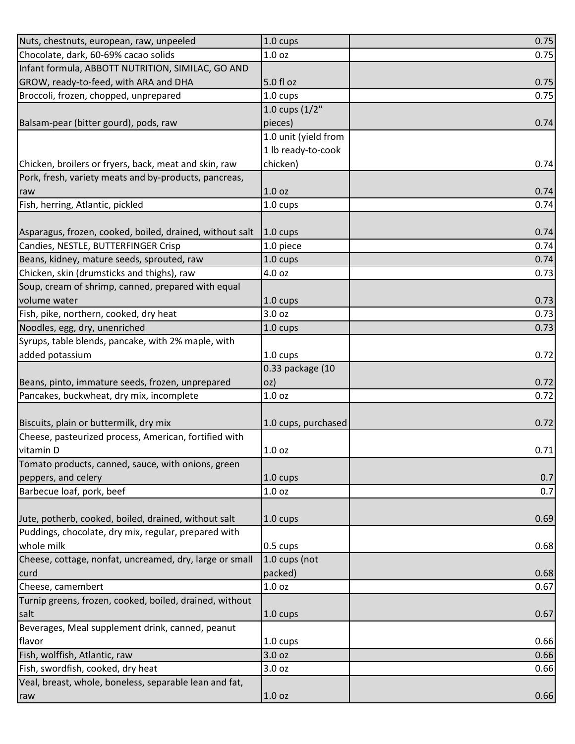| | | |
|---|---|---|
| Nuts, chestnuts, european, raw, unpeeled | 1.0 cups | 0.75 |
| Chocolate, dark, 60-69% cacao solids | 1.0 oz | 0.75 |
| Infant formula, ABBOTT NUTRITION, SIMILAC, GO AND GROW, ready-to-feed, with ARA and DHA | 5.0 fl oz | 0.75 |
| Broccoli, frozen, chopped, unprepared | 1.0 cups | 0.75 |
| Balsam-pear (bitter gourd), pods, raw | 1.0 cups (1/2" pieces) | 0.74 |
| Chicken, broilers or fryers, back, meat and skin, raw | 1.0 unit (yield from 1 lb ready-to-cook chicken) | 0.74 |
| Pork, fresh, variety meats and by-products, pancreas, raw | 1.0 oz | 0.74 |
| Fish, herring, Atlantic, pickled | 1.0 cups | 0.74 |
| Asparagus, frozen, cooked, boiled, drained, without salt | 1.0 cups | 0.74 |
| Candies, NESTLE, BUTTERFINGER Crisp | 1.0 piece | 0.74 |
| Beans, kidney, mature seeds, sprouted, raw | 1.0 cups | 0.74 |
| Chicken, skin (drumsticks and thighs), raw | 4.0 oz | 0.73 |
| Soup, cream of shrimp, canned, prepared with equal volume water | 1.0 cups | 0.73 |
| Fish, pike, northern, cooked, dry heat | 3.0 oz | 0.73 |
| Noodles, egg, dry, unenriched | 1.0 cups | 0.73 |
| Syrups, table blends, pancake, with 2% maple, with added potassium | 1.0 cups | 0.72 |
| Beans, pinto, immature seeds, frozen, unprepared | 0.33 package (10 oz) | 0.72 |
| Pancakes, buckwheat, dry mix, incomplete | 1.0 oz | 0.72 |
| Biscuits, plain or buttermilk, dry mix | 1.0 cups, purchased | 0.72 |
| Cheese, pasteurized process, American, fortified with vitamin D | 1.0 oz | 0.71 |
| Tomato products, canned, sauce, with onions, green peppers, and celery | 1.0 cups | 0.7 |
| Barbecue loaf, pork, beef | 1.0 oz | 0.7 |
| Jute, potherb, cooked, boiled, drained, without salt | 1.0 cups | 0.69 |
| Puddings, chocolate, dry mix, regular, prepared with whole milk | 0.5 cups | 0.68 |
| Cheese, cottage, nonfat, uncreamed, dry, large or small curd | 1.0 cups (not packed) | 0.68 |
| Cheese, camembert | 1.0 oz | 0.67 |
| Turnip greens, frozen, cooked, boiled, drained, without salt | 1.0 cups | 0.67 |
| Beverages, Meal supplement drink, canned, peanut flavor | 1.0 cups | 0.66 |
| Fish, wolffish, Atlantic, raw | 3.0 oz | 0.66 |
| Fish, swordfish, cooked, dry heat | 3.0 oz | 0.66 |
| Veal, breast, whole, boneless, separable lean and fat, raw | 1.0 oz | 0.66 |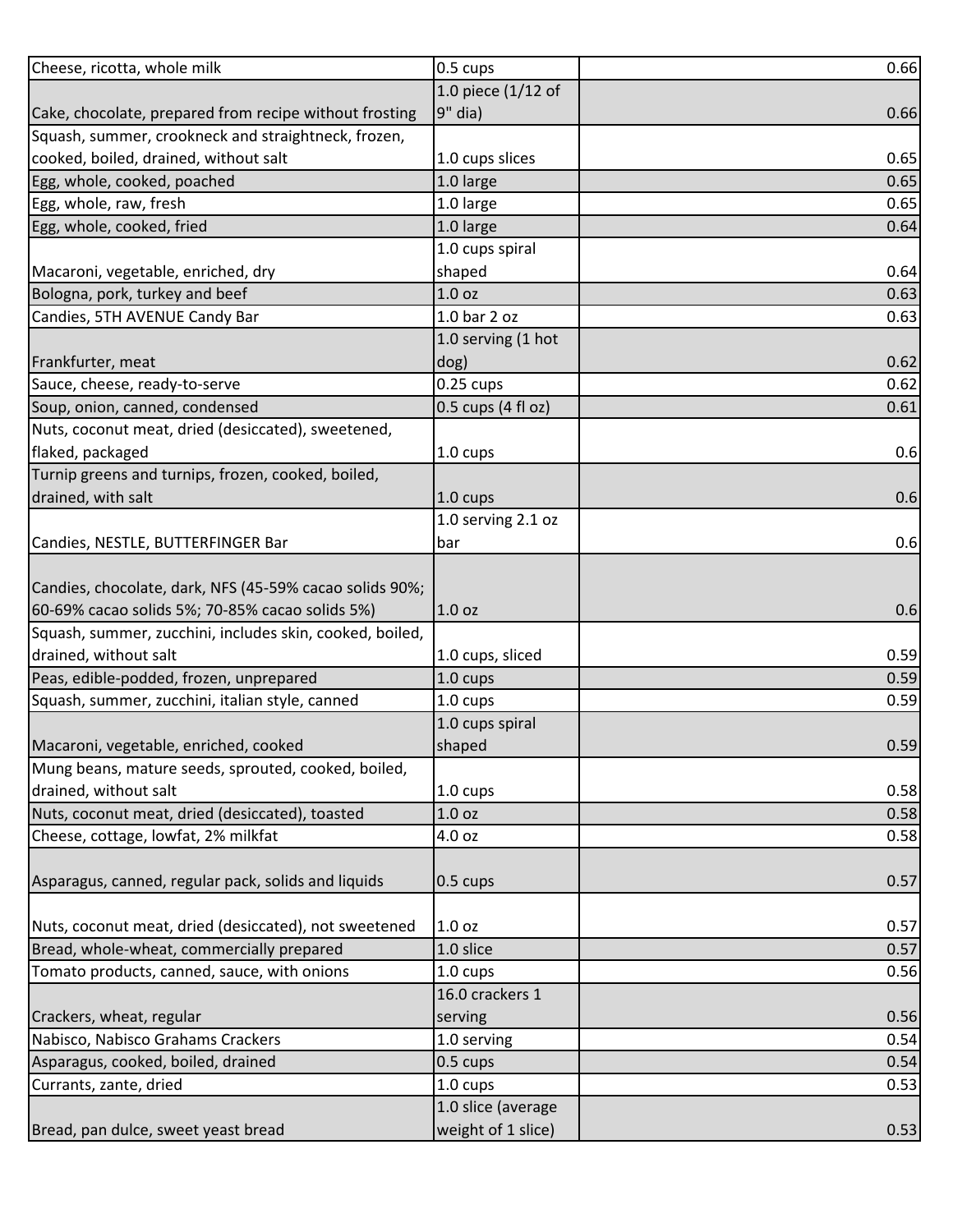| | | |
|---|---|---|
| Cheese, ricotta, whole milk | 0.5 cups | 0.66 |
| Cake, chocolate, prepared from recipe without frosting | 1.0 piece (1/12 of 9" dia) | 0.66 |
| Squash, summer, crookneck and straightneck, frozen, cooked, boiled, drained, without salt | 1.0 cups slices | 0.65 |
| Egg, whole, cooked, poached | 1.0 large | 0.65 |
| Egg, whole, raw, fresh | 1.0 large | 0.65 |
| Egg, whole, cooked, fried | 1.0 large | 0.64 |
| Macaroni, vegetable, enriched, dry | 1.0 cups spiral shaped | 0.64 |
| Bologna, pork, turkey and beef | 1.0 oz | 0.63 |
| Candies, 5TH AVENUE Candy Bar | 1.0 bar 2 oz | 0.63 |
| Frankfurter, meat | 1.0 serving (1 hot dog) | 0.62 |
| Sauce, cheese, ready-to-serve | 0.25 cups | 0.62 |
| Soup, onion, canned, condensed | 0.5 cups (4 fl oz) | 0.61 |
| Nuts, coconut meat, dried (desiccated), sweetened, flaked, packaged | 1.0 cups | 0.6 |
| Turnip greens and turnips, frozen, cooked, boiled, drained, with salt | 1.0 cups | 0.6 |
| Candies, NESTLE, BUTTERFINGER Bar | 1.0 serving 2.1 oz bar | 0.6 |
| Candies, chocolate, dark, NFS (45-59% cacao solids 90%; 60-69% cacao solids 5%; 70-85% cacao solids 5%) | 1.0 oz | 0.6 |
| Squash, summer, zucchini, includes skin, cooked, boiled, drained, without salt | 1.0 cups, sliced | 0.59 |
| Peas, edible-podded, frozen, unprepared | 1.0 cups | 0.59 |
| Squash, summer, zucchini, italian style, canned | 1.0 cups | 0.59 |
| Macaroni, vegetable, enriched, cooked | 1.0 cups spiral shaped | 0.59 |
| Mung beans, mature seeds, sprouted, cooked, boiled, drained, without salt | 1.0 cups | 0.58 |
| Nuts, coconut meat, dried (desiccated), toasted | 1.0 oz | 0.58 |
| Cheese, cottage, lowfat, 2% milkfat | 4.0 oz | 0.58 |
| Asparagus, canned, regular pack, solids and liquids | 0.5 cups | 0.57 |
| Nuts, coconut meat, dried (desiccated), not sweetened | 1.0 oz | 0.57 |
| Bread, whole-wheat, commercially prepared | 1.0 slice | 0.57 |
| Tomato products, canned, sauce, with onions | 1.0 cups | 0.56 |
| Crackers, wheat, regular | 16.0 crackers 1 serving | 0.56 |
| Nabisco, Nabisco Grahams Crackers | 1.0 serving | 0.54 |
| Asparagus, cooked, boiled, drained | 0.5 cups | 0.54 |
| Currants, zante, dried | 1.0 cups | 0.53 |
| Bread, pan dulce, sweet yeast bread | 1.0 slice (average weight of 1 slice) | 0.53 |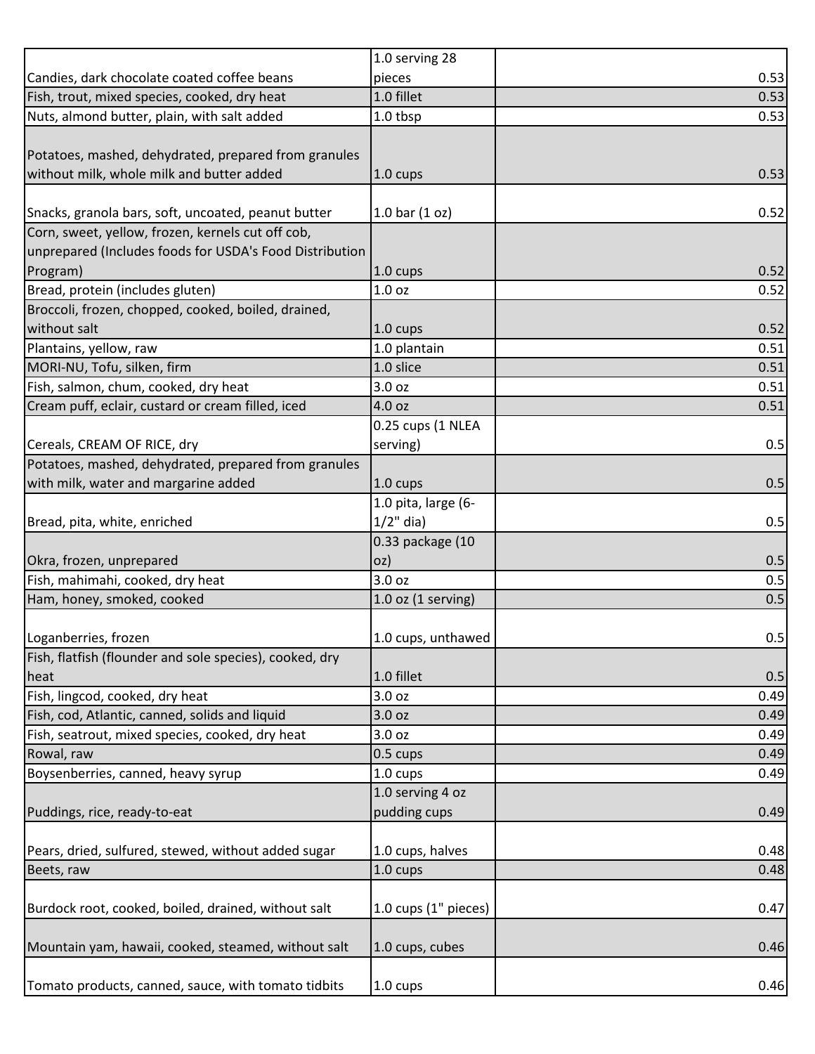| | | |
|---|---|---|
| Candies, dark chocolate coated coffee beans | 1.0 serving 28 pieces | 0.53 |
| Fish, trout, mixed species, cooked, dry heat | 1.0 fillet | 0.53 |
| Nuts, almond butter, plain, with salt added | 1.0 tbsp | 0.53 |
| Potatoes, mashed, dehydrated, prepared from granules without milk, whole milk and butter added | 1.0 cups | 0.53 |
| Snacks, granola bars, soft, uncoated, peanut butter | 1.0 bar (1 oz) | 0.52 |
| Corn, sweet, yellow, frozen, kernels cut off cob, unprepared (Includes foods for USDA's Food Distribution Program) | 1.0 cups | 0.52 |
| Bread, protein (includes gluten) | 1.0 oz | 0.52 |
| Broccoli, frozen, chopped, cooked, boiled, drained, without salt | 1.0 cups | 0.52 |
| Plantains, yellow, raw | 1.0 plantain | 0.51 |
| MORI-NU, Tofu, silken, firm | 1.0 slice | 0.51 |
| Fish, salmon, chum, cooked, dry heat | 3.0 oz | 0.51 |
| Cream puff, eclair, custard or cream filled, iced | 4.0 oz | 0.51 |
| Cereals, CREAM OF RICE, dry | 0.25 cups (1 NLEA serving) | 0.5 |
| Potatoes, mashed, dehydrated, prepared from granules with milk, water and margarine added | 1.0 cups | 0.5 |
| Bread, pita, white, enriched | 1.0 pita, large (6-1/2" dia) | 0.5 |
| Okra, frozen, unprepared | 0.33 package (10 oz) | 0.5 |
| Fish, mahimahi, cooked, dry heat | 3.0 oz | 0.5 |
| Ham, honey, smoked, cooked | 1.0 oz (1 serving) | 0.5 |
| Loganberries, frozen | 1.0 cups, unthawed | 0.5 |
| Fish, flatfish (flounder and sole species), cooked, dry heat | 1.0 fillet | 0.5 |
| Fish, lingcod, cooked, dry heat | 3.0 oz | 0.49 |
| Fish, cod, Atlantic, canned, solids and liquid | 3.0 oz | 0.49 |
| Fish, seatrout, mixed species, cooked, dry heat | 3.0 oz | 0.49 |
| Rowal, raw | 0.5 cups | 0.49 |
| Boysenberries, canned, heavy syrup | 1.0 cups | 0.49 |
| Puddings, rice, ready-to-eat | 1.0 serving 4 oz pudding cups | 0.49 |
| Pears, dried, sulfured, stewed, without added sugar | 1.0 cups, halves | 0.48 |
| Beets, raw | 1.0 cups | 0.48 |
| Burdock root, cooked, boiled, drained, without salt | 1.0 cups (1" pieces) | 0.47 |
| Mountain yam, hawaii, cooked, steamed, without salt | 1.0 cups, cubes | 0.46 |
| Tomato products, canned, sauce, with tomato tidbits | 1.0 cups | 0.46 |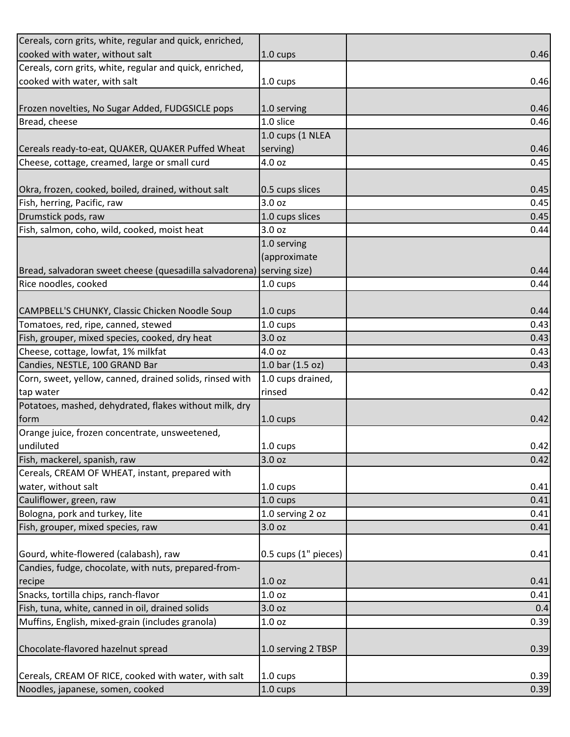| | | |
|---|---|---|
| Cereals, corn grits, white, regular and quick, enriched, cooked with water, without salt | 1.0 cups | 0.46 |
| Cereals, corn grits, white, regular and quick, enriched, cooked with water, with salt | 1.0 cups | 0.46 |
| Frozen novelties, No Sugar Added, FUDGSICLE pops | 1.0 serving | 0.46 |
| Bread, cheese | 1.0 slice | 0.46 |
| Cereals ready-to-eat, QUAKER, QUAKER Puffed Wheat | 1.0 cups (1 NLEA serving) | 0.46 |
| Cheese, cottage, creamed, large or small curd | 4.0 oz | 0.45 |
| Okra, frozen, cooked, boiled, drained, without salt | 0.5 cups slices | 0.45 |
| Fish, herring, Pacific, raw | 3.0 oz | 0.45 |
| Drumstick pods, raw | 1.0 cups slices | 0.45 |
| Fish, salmon, coho, wild, cooked, moist heat | 3.0 oz | 0.44 |
| Bread, salvadoran sweet cheese (quesadilla salvadorena) | 1.0 serving (approximate serving size) | 0.44 |
| Rice noodles, cooked | 1.0 cups | 0.44 |
| CAMPBELL'S CHUNKY, Classic Chicken Noodle Soup | 1.0 cups | 0.44 |
| Tomatoes, red, ripe, canned, stewed | 1.0 cups | 0.43 |
| Fish, grouper, mixed species, cooked, dry heat | 3.0 oz | 0.43 |
| Cheese, cottage, lowfat, 1% milkfat | 4.0 oz | 0.43 |
| Candies, NESTLE, 100 GRAND Bar | 1.0 bar (1.5 oz) | 0.43 |
| Corn, sweet, yellow, canned, drained solids, rinsed with tap water | 1.0 cups drained, rinsed | 0.42 |
| Potatoes, mashed, dehydrated, flakes without milk, dry form | 1.0 cups | 0.42 |
| Orange juice, frozen concentrate, unsweetened, undiluted | 1.0 cups | 0.42 |
| Fish, mackerel, spanish, raw | 3.0 oz | 0.42 |
| Cereals, CREAM OF WHEAT, instant, prepared with water, without salt | 1.0 cups | 0.41 |
| Cauliflower, green, raw | 1.0 cups | 0.41 |
| Bologna, pork and turkey, lite | 1.0 serving 2 oz | 0.41 |
| Fish, grouper, mixed species, raw | 3.0 oz | 0.41 |
| Gourd, white-flowered (calabash), raw | 0.5 cups (1" pieces) | 0.41 |
| Candies, fudge, chocolate, with nuts, prepared-from-recipe | 1.0 oz | 0.41 |
| Snacks, tortilla chips, ranch-flavor | 1.0 oz | 0.41 |
| Fish, tuna, white, canned in oil, drained solids | 3.0 oz | 0.4 |
| Muffins, English, mixed-grain (includes granola) | 1.0 oz | 0.39 |
| Chocolate-flavored hazelnut spread | 1.0 serving 2 TBSP | 0.39 |
| Cereals, CREAM OF RICE, cooked with water, with salt | 1.0 cups | 0.39 |
| Noodles, japanese, somen, cooked | 1.0 cups | 0.39 |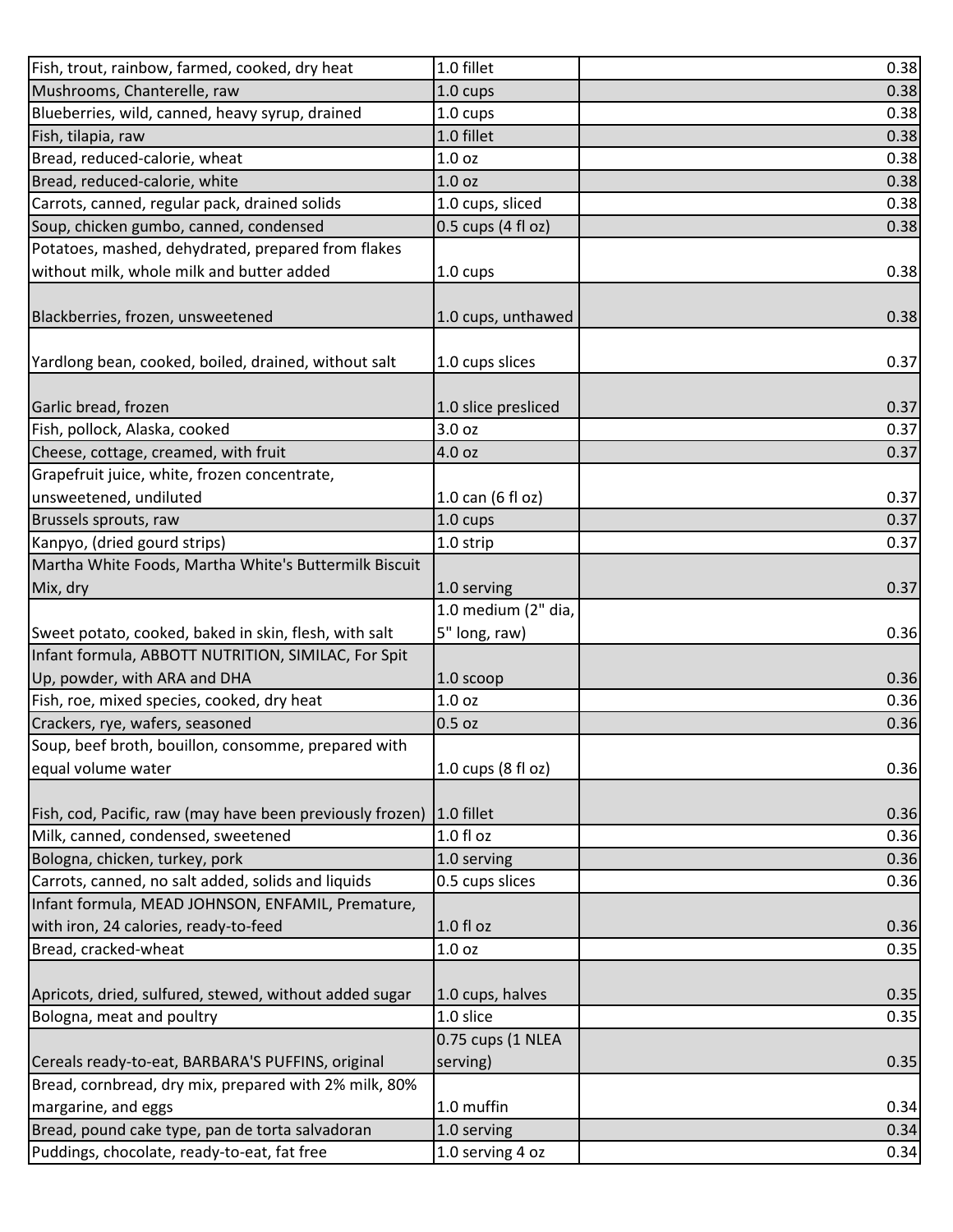| | | |
|---|---|---|
| Fish, trout, rainbow, farmed, cooked, dry heat | 1.0 fillet | 0.38 |
| Mushrooms, Chanterelle, raw | 1.0 cups | 0.38 |
| Blueberries, wild, canned, heavy syrup, drained | 1.0 cups | 0.38 |
| Fish, tilapia, raw | 1.0 fillet | 0.38 |
| Bread, reduced-calorie, wheat | 1.0 oz | 0.38 |
| Bread, reduced-calorie, white | 1.0 oz | 0.38 |
| Carrots, canned, regular pack, drained solids | 1.0 cups, sliced | 0.38 |
| Soup, chicken gumbo, canned, condensed | 0.5 cups (4 fl oz) | 0.38 |
| Potatoes, mashed, dehydrated, prepared from flakes without milk, whole milk and butter added | 1.0 cups | 0.38 |
| Blackberries, frozen, unsweetened | 1.0 cups, unthawed | 0.38 |
| Yardlong bean, cooked, boiled, drained, without salt | 1.0 cups slices | 0.37 |
| Garlic bread, frozen | 1.0 slice presliced | 0.37 |
| Fish, pollock, Alaska, cooked | 3.0 oz | 0.37 |
| Cheese, cottage, creamed, with fruit | 4.0 oz | 0.37 |
| Grapefruit juice, white, frozen concentrate, unsweetened, undiluted | 1.0 can (6 fl oz) | 0.37 |
| Brussels sprouts, raw | 1.0 cups | 0.37 |
| Kanpyo, (dried gourd strips) | 1.0 strip | 0.37 |
| Martha White Foods, Martha White's Buttermilk Biscuit Mix, dry | 1.0 serving | 0.37 |
| Sweet potato, cooked, baked in skin, flesh, with salt | 1.0 medium (2" dia, 5" long, raw) | 0.36 |
| Infant formula, ABBOTT NUTRITION, SIMILAC, For Spit Up, powder, with ARA and DHA | 1.0 scoop | 0.36 |
| Fish, roe, mixed species, cooked, dry heat | 1.0 oz | 0.36 |
| Crackers, rye, wafers, seasoned | 0.5 oz | 0.36 |
| Soup, beef broth, bouillon, consomme, prepared with equal volume water | 1.0 cups (8 fl oz) | 0.36 |
| Fish, cod, Pacific, raw (may have been previously frozen) | 1.0 fillet | 0.36 |
| Milk, canned, condensed, sweetened | 1.0 fl oz | 0.36 |
| Bologna, chicken, turkey, pork | 1.0 serving | 0.36 |
| Carrots, canned, no salt added, solids and liquids | 0.5 cups slices | 0.36 |
| Infant formula, MEAD JOHNSON, ENFAMIL, Premature, with iron, 24 calories, ready-to-feed | 1.0 fl oz | 0.36 |
| Bread, cracked-wheat | 1.0 oz | 0.35 |
| Apricots, dried, sulfured, stewed, without added sugar | 1.0 cups, halves | 0.35 |
| Bologna, meat and poultry | 1.0 slice | 0.35 |
| Cereals ready-to-eat, BARBARA'S PUFFINS, original | 0.75 cups (1 NLEA serving) | 0.35 |
| Bread, cornbread, dry mix, prepared with 2% milk, 80% margarine, and eggs | 1.0 muffin | 0.34 |
| Bread, pound cake type, pan de torta salvadoran | 1.0 serving | 0.34 |
| Puddings, chocolate, ready-to-eat, fat free | 1.0 serving 4 oz | 0.34 |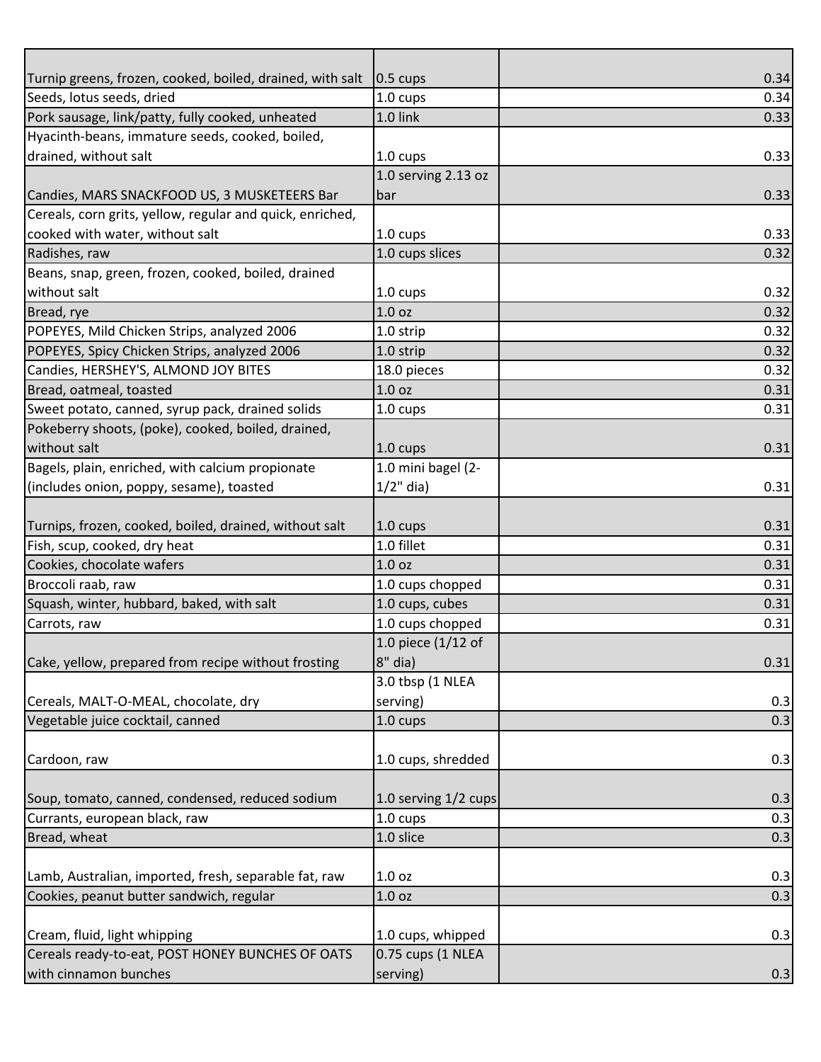| | | |
|---|---|---|
| Turnip greens, frozen, cooked, boiled, drained, with salt | 0.5 cups | 0.34 |
| Seeds, lotus seeds, dried | 1.0 cups | 0.34 |
| Pork sausage, link/patty, fully cooked, unheated | 1.0 link | 0.33 |
| Hyacinth-beans, immature seeds, cooked, boiled, drained, without salt | 1.0 cups | 0.33 |
| Candies, MARS SNACKFOOD US, 3 MUSKETEERS Bar | 1.0 serving 2.13 oz bar | 0.33 |
| Cereals, corn grits, yellow, regular and quick, enriched, cooked with water, without salt | 1.0 cups | 0.33 |
| Radishes, raw | 1.0 cups slices | 0.32 |
| Beans, snap, green, frozen, cooked, boiled, drained without salt | 1.0 cups | 0.32 |
| Bread, rye | 1.0 oz | 0.32 |
| POPEYES, Mild Chicken Strips, analyzed 2006 | 1.0 strip | 0.32 |
| POPEYES, Spicy Chicken Strips, analyzed 2006 | 1.0 strip | 0.32 |
| Candies, HERSHEY'S, ALMOND JOY BITES | 18.0 pieces | 0.32 |
| Bread, oatmeal, toasted | 1.0 oz | 0.31 |
| Sweet potato, canned, syrup pack, drained solids | 1.0 cups | 0.31 |
| Pokeberry shoots, (poke), cooked, boiled, drained, without salt | 1.0 cups | 0.31 |
| Bagels, plain, enriched, with calcium propionate (includes onion, poppy, sesame), toasted | 1.0 mini bagel (2-1/2" dia) | 0.31 |
| Turnips, frozen, cooked, boiled, drained, without salt | 1.0 cups | 0.31 |
| Fish, scup, cooked, dry heat | 1.0 fillet | 0.31 |
| Cookies, chocolate wafers | 1.0 oz | 0.31 |
| Broccoli raab, raw | 1.0 cups chopped | 0.31 |
| Squash, winter, hubbard, baked, with salt | 1.0 cups, cubes | 0.31 |
| Carrots, raw | 1.0 cups chopped | 0.31 |
| Cake, yellow, prepared from recipe without frosting | 1.0 piece (1/12 of 8" dia) | 0.31 |
| Cereals, MALT-O-MEAL, chocolate, dry | 3.0 tbsp (1 NLEA serving) | 0.3 |
| Vegetable juice cocktail, canned | 1.0 cups | 0.3 |
| Cardoon, raw | 1.0 cups, shredded | 0.3 |
| Soup, tomato, canned, condensed, reduced sodium | 1.0 serving 1/2 cups | 0.3 |
| Currants, european black, raw | 1.0 cups | 0.3 |
| Bread, wheat | 1.0 slice | 0.3 |
| Lamb, Australian, imported, fresh, separable fat, raw | 1.0 oz | 0.3 |
| Cookies, peanut butter sandwich, regular | 1.0 oz | 0.3 |
| Cream, fluid, light whipping | 1.0 cups, whipped | 0.3 |
| Cereals ready-to-eat, POST HONEY BUNCHES OF OATS with cinnamon bunches | 0.75 cups (1 NLEA serving) | 0.3 |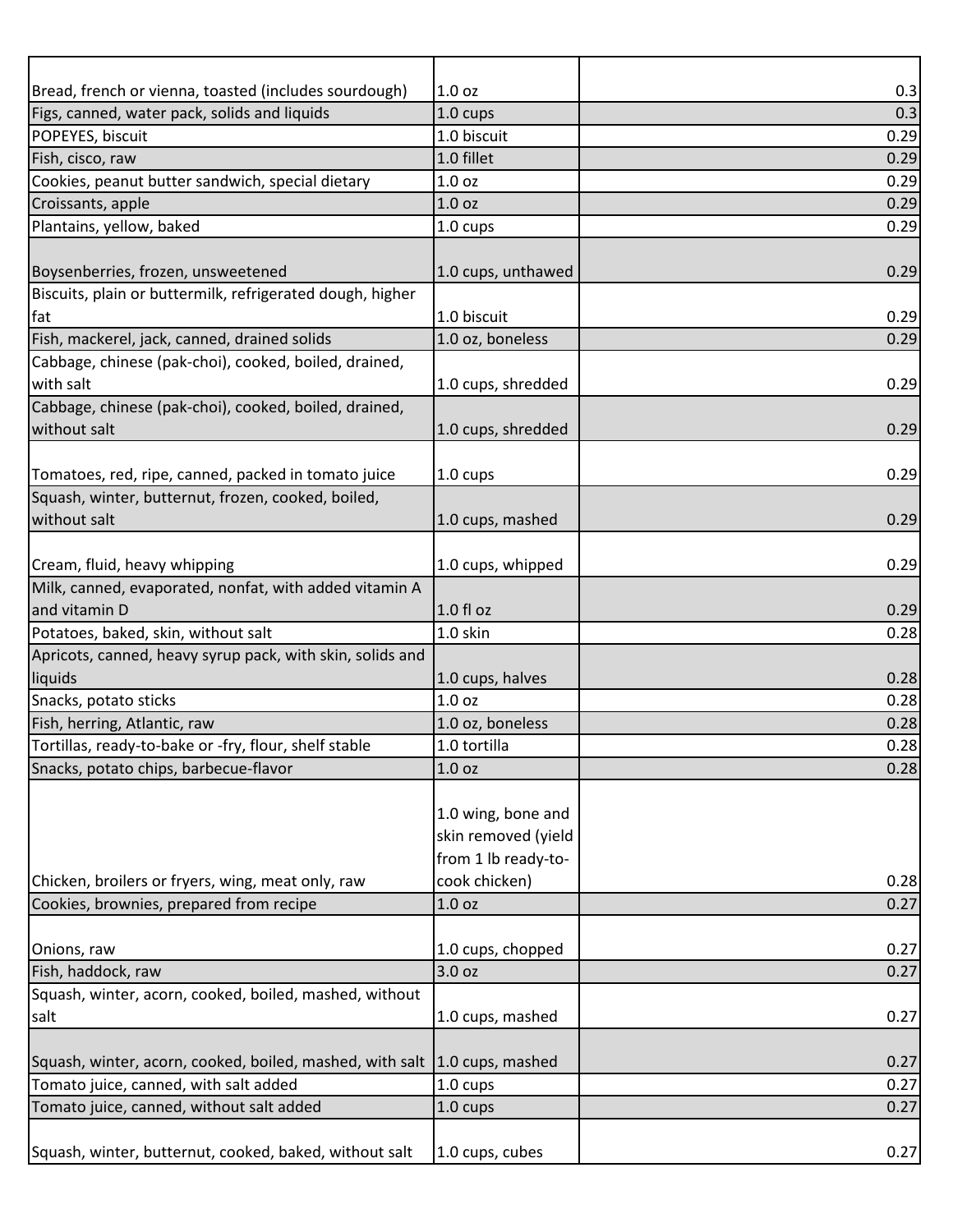| | | |
|---|---|---|
| Bread, french or vienna, toasted (includes sourdough) | 1.0 oz | 0.3 |
| Figs, canned, water pack, solids and liquids | 1.0 cups | 0.3 |
| POPEYES, biscuit | 1.0 biscuit | 0.29 |
| Fish, cisco, raw | 1.0 fillet | 0.29 |
| Cookies, peanut butter sandwich, special dietary | 1.0 oz | 0.29 |
| Croissants, apple | 1.0 oz | 0.29 |
| Plantains, yellow, baked | 1.0 cups | 0.29 |
| Boysenberries, frozen, unsweetened | 1.0 cups, unthawed | 0.29 |
| Biscuits, plain or buttermilk, refrigerated dough, higher fat | 1.0 biscuit | 0.29 |
| Fish, mackerel, jack, canned, drained solids | 1.0 oz, boneless | 0.29 |
| Cabbage, chinese (pak-choi), cooked, boiled, drained, with salt | 1.0 cups, shredded | 0.29 |
| Cabbage, chinese (pak-choi), cooked, boiled, drained, without salt | 1.0 cups, shredded | 0.29 |
| Tomatoes, red, ripe, canned, packed in tomato juice | 1.0 cups | 0.29 |
| Squash, winter, butternut, frozen, cooked, boiled, without salt | 1.0 cups, mashed | 0.29 |
| Cream, fluid, heavy whipping | 1.0 cups, whipped | 0.29 |
| Milk, canned, evaporated, nonfat, with added vitamin A and vitamin D | 1.0 fl oz | 0.29 |
| Potatoes, baked, skin, without salt | 1.0 skin | 0.28 |
| Apricots, canned, heavy syrup pack, with skin, solids and liquids | 1.0 cups, halves | 0.28 |
| Snacks, potato sticks | 1.0 oz | 0.28 |
| Fish, herring, Atlantic, raw | 1.0 oz, boneless | 0.28 |
| Tortillas, ready-to-bake or -fry, flour, shelf stable | 1.0 tortilla | 0.28 |
| Snacks, potato chips, barbecue-flavor | 1.0 oz | 0.28 |
| Chicken, broilers or fryers, wing, meat only, raw | 1.0 wing, bone and skin removed (yield from 1 lb ready-to-cook chicken) | 0.28 |
| Cookies, brownies, prepared from recipe | 1.0 oz | 0.27 |
| Onions, raw | 1.0 cups, chopped | 0.27 |
| Fish, haddock, raw | 3.0 oz | 0.27 |
| Squash, winter, acorn, cooked, boiled, mashed, without salt | 1.0 cups, mashed | 0.27 |
| Squash, winter, acorn, cooked, boiled, mashed, with salt | 1.0 cups, mashed | 0.27 |
| Tomato juice, canned, with salt added | 1.0 cups | 0.27 |
| Tomato juice, canned, without salt added | 1.0 cups | 0.27 |
| Squash, winter, butternut, cooked, baked, without salt | 1.0 cups, cubes | 0.27 |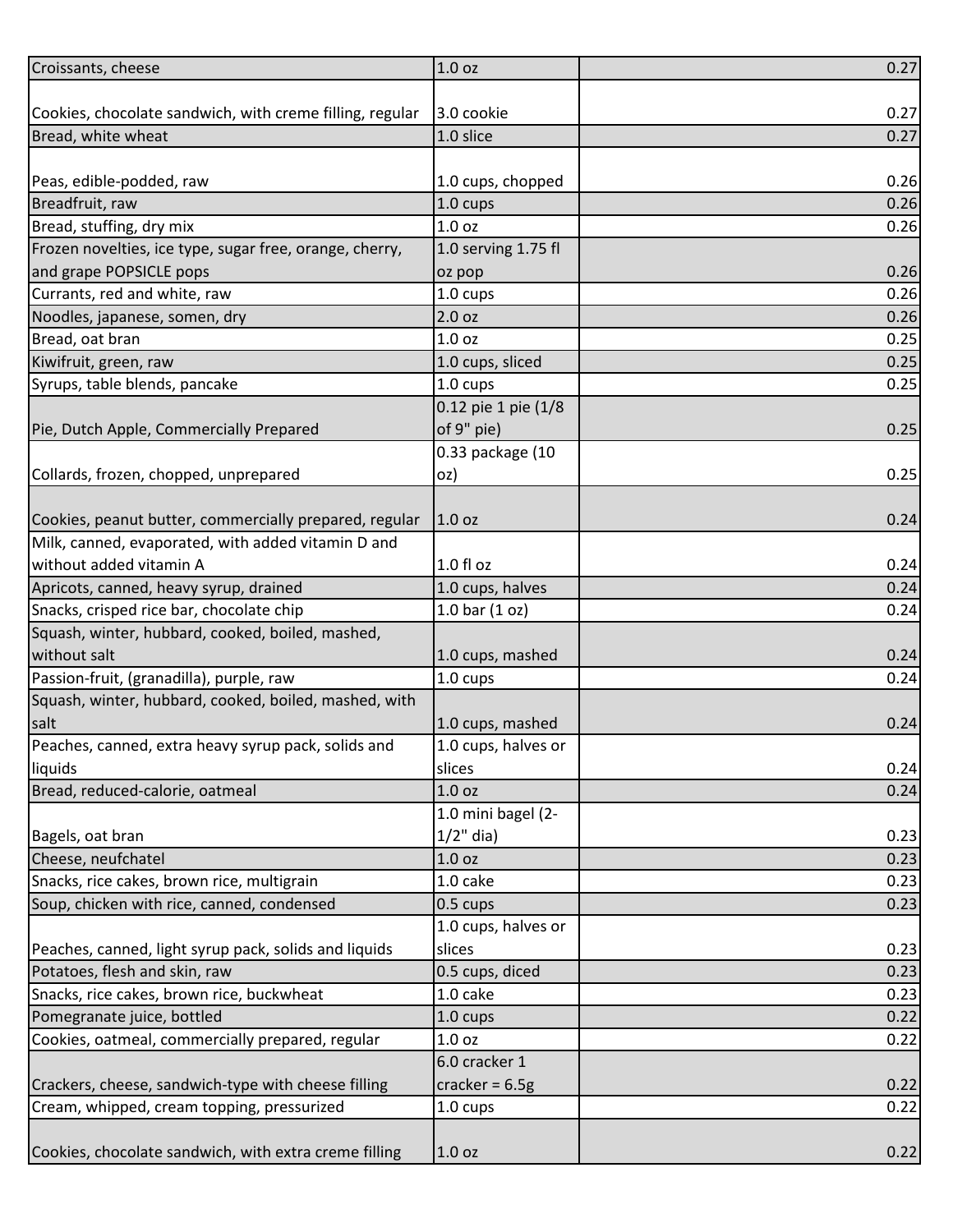| | | |
|---|---|---|
| Croissants, cheese | 1.0 oz | 0.27 |
| Cookies, chocolate sandwich, with creme filling, regular | 3.0 cookie | 0.27 |
| Bread, white wheat | 1.0 slice | 0.27 |
| Peas, edible-podded, raw | 1.0 cups, chopped | 0.26 |
| Breadfruit, raw | 1.0 cups | 0.26 |
| Bread, stuffing, dry mix | 1.0 oz | 0.26 |
| Frozen novelties, ice type, sugar free, orange, cherry, and grape POPSICLE pops | 1.0 serving 1.75 fl oz pop | 0.26 |
| Currants, red and white, raw | 1.0 cups | 0.26 |
| Noodles, japanese, somen, dry | 2.0 oz | 0.26 |
| Bread, oat bran | 1.0 oz | 0.25 |
| Kiwifruit, green, raw | 1.0 cups, sliced | 0.25 |
| Syrups, table blends, pancake | 1.0 cups | 0.25 |
| Pie, Dutch Apple, Commercially Prepared | 0.12 pie 1 pie (1/8 of 9" pie) | 0.25 |
| Collards, frozen, chopped, unprepared | 0.33 package (10 oz) | 0.25 |
| Cookies, peanut butter, commercially prepared, regular | 1.0 oz | 0.24 |
| Milk, canned, evaporated, with added vitamin D and without added vitamin A | 1.0 fl oz | 0.24 |
| Apricots, canned, heavy syrup, drained | 1.0 cups, halves | 0.24 |
| Snacks, crisped rice bar, chocolate chip | 1.0 bar (1 oz) | 0.24 |
| Squash, winter, hubbard, cooked, boiled, mashed, without salt | 1.0 cups, mashed | 0.24 |
| Passion-fruit, (granadilla), purple, raw | 1.0 cups | 0.24 |
| Squash, winter, hubbard, cooked, boiled, mashed, with salt | 1.0 cups, mashed | 0.24 |
| Peaches, canned, extra heavy syrup pack, solids and liquids | 1.0 cups, halves or slices | 0.24 |
| Bread, reduced-calorie, oatmeal | 1.0 oz | 0.24 |
| Bagels, oat bran | 1.0 mini bagel (2-1/2" dia) | 0.23 |
| Cheese, neufchatel | 1.0 oz | 0.23 |
| Snacks, rice cakes, brown rice, multigrain | 1.0 cake | 0.23 |
| Soup, chicken with rice, canned, condensed | 0.5 cups | 0.23 |
| Peaches, canned, light syrup pack, solids and liquids | 1.0 cups, halves or slices | 0.23 |
| Potatoes, flesh and skin, raw | 0.5 cups, diced | 0.23 |
| Snacks, rice cakes, brown rice, buckwheat | 1.0 cake | 0.23 |
| Pomegranate juice, bottled | 1.0 cups | 0.22 |
| Cookies, oatmeal, commercially prepared, regular | 1.0 oz | 0.22 |
| Crackers, cheese, sandwich-type with cheese filling | 6.0 cracker 1 cracker = 6.5g | 0.22 |
| Cream, whipped, cream topping, pressurized | 1.0 cups | 0.22 |
| Cookies, chocolate sandwich, with extra creme filling | 1.0 oz | 0.22 |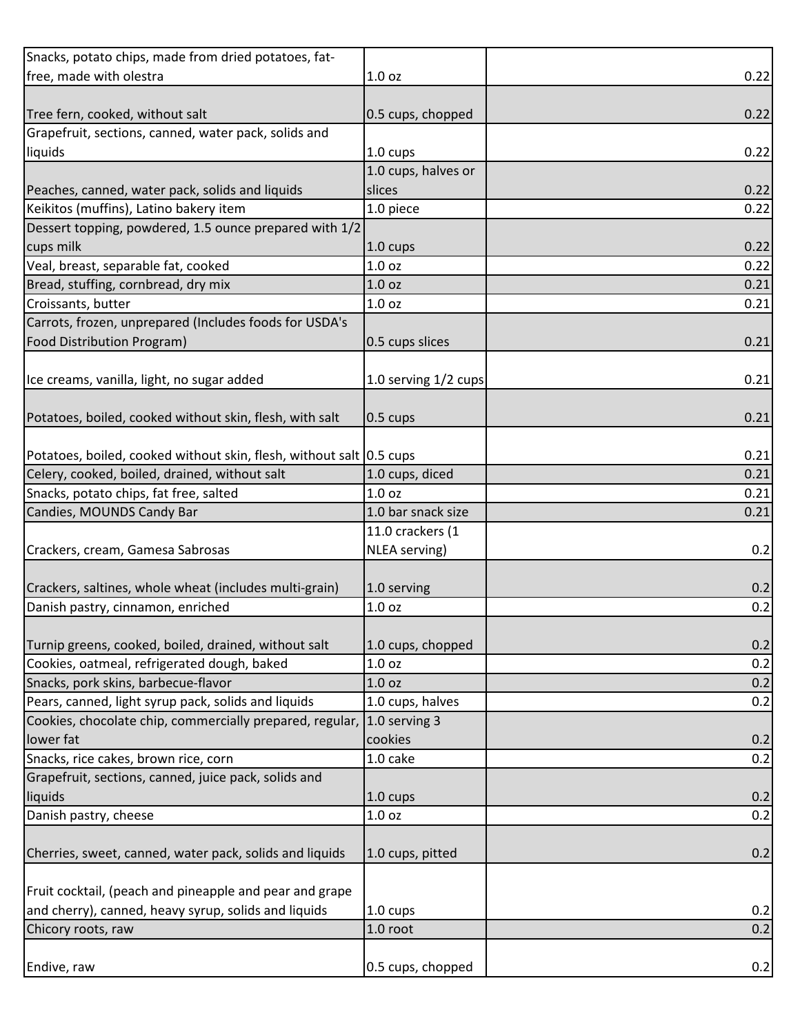| | | |
|---|---|---|
| Snacks, potato chips, made from dried potatoes, fat-free, made with olestra | 1.0 oz | 0.22 |
| Tree fern, cooked, without salt | 0.5 cups, chopped | 0.22 |
| Grapefruit, sections, canned, water pack, solids and liquids | 1.0 cups | 0.22 |
| Peaches, canned, water pack, solids and liquids | 1.0 cups, halves or slices | 0.22 |
| Keikitos (muffins), Latino bakery item | 1.0 piece | 0.22 |
| Dessert topping, powdered, 1.5 ounce prepared with 1/2 cups milk | 1.0 cups | 0.22 |
| Veal, breast, separable fat, cooked | 1.0 oz | 0.22 |
| Bread, stuffing, cornbread, dry mix | 1.0 oz | 0.21 |
| Croissants, butter | 1.0 oz | 0.21 |
| Carrots, frozen, unprepared (Includes foods for USDA's Food Distribution Program) | 0.5 cups slices | 0.21 |
| Ice creams, vanilla, light, no sugar added | 1.0 serving 1/2 cups | 0.21 |
| Potatoes, boiled, cooked without skin, flesh, with salt | 0.5 cups | 0.21 |
| Potatoes, boiled, cooked without skin, flesh, without salt | 0.5 cups | 0.21 |
| Celery, cooked, boiled, drained, without salt | 1.0 cups, diced | 0.21 |
| Snacks, potato chips, fat free, salted | 1.0 oz | 0.21 |
| Candies, MOUNDS Candy Bar | 1.0 bar snack size | 0.21 |
| Crackers, cream, Gamesa Sabrosas | 11.0 crackers (1 NLEA serving) | 0.2 |
| Crackers, saltines, whole wheat (includes multi-grain) | 1.0 serving | 0.2 |
| Danish pastry, cinnamon, enriched | 1.0 oz | 0.2 |
| Turnip greens, cooked, boiled, drained, without salt | 1.0 cups, chopped | 0.2 |
| Cookies, oatmeal, refrigerated dough, baked | 1.0 oz | 0.2 |
| Snacks, pork skins, barbecue-flavor | 1.0 oz | 0.2 |
| Pears, canned, light syrup pack, solids and liquids | 1.0 cups, halves | 0.2 |
| Cookies, chocolate chip, commercially prepared, regular, lower fat | 1.0 serving 3 cookies | 0.2 |
| Snacks, rice cakes, brown rice, corn | 1.0 cake | 0.2 |
| Grapefruit, sections, canned, juice pack, solids and liquids | 1.0 cups | 0.2 |
| Danish pastry, cheese | 1.0 oz | 0.2 |
| Cherries, sweet, canned, water pack, solids and liquids | 1.0 cups, pitted | 0.2 |
| Fruit cocktail, (peach and pineapple and pear and grape and cherry), canned, heavy syrup, solids and liquids | 1.0 cups | 0.2 |
| Chicory roots, raw | 1.0 root | 0.2 |
| Endive, raw | 0.5 cups, chopped | 0.2 |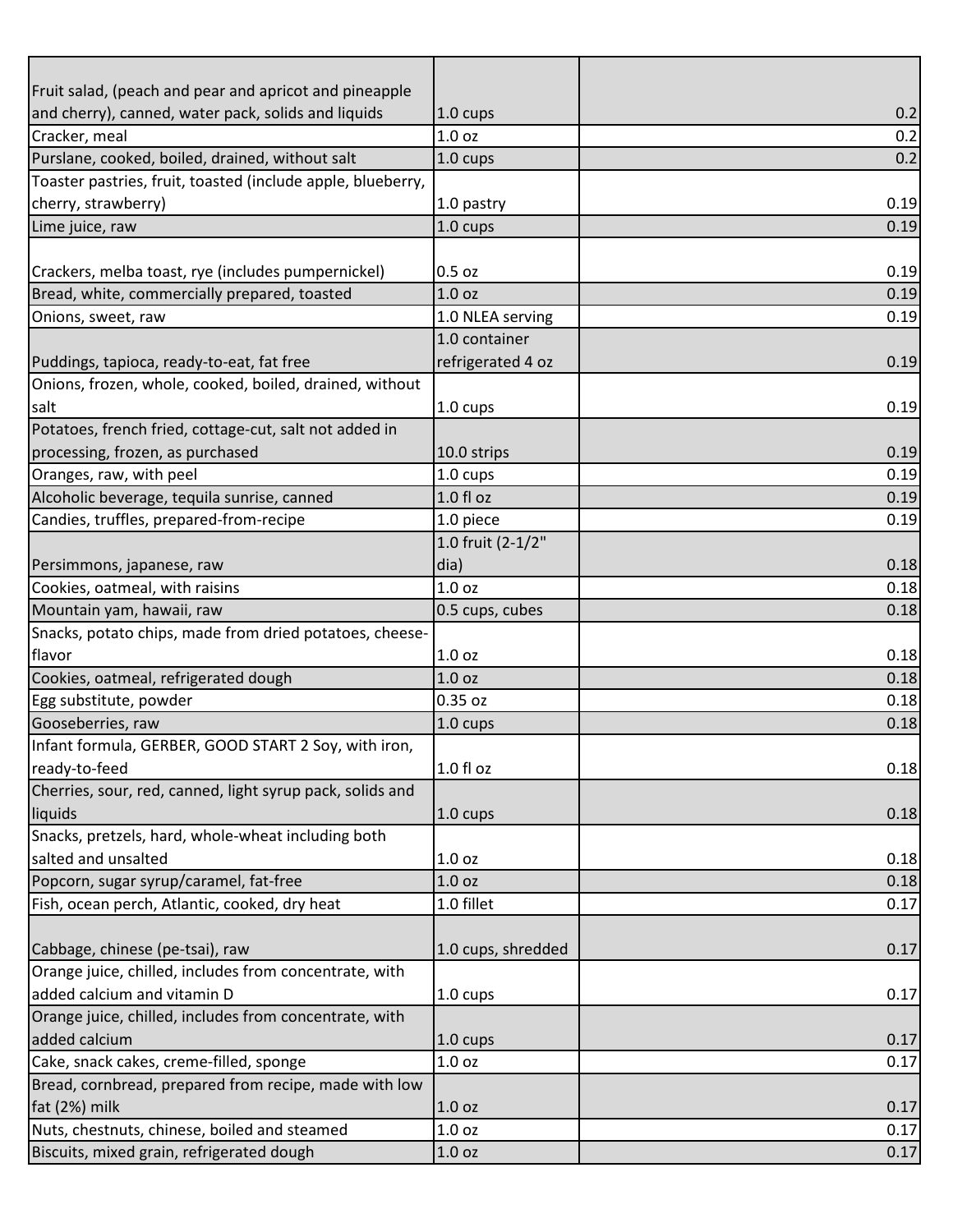| | | |
|---|---|---|
| Fruit salad, (peach and pear and apricot and pineapple and cherry), canned, water pack, solids and liquids | 1.0 cups | 0.2 |
| Cracker, meal | 1.0 oz | 0.2 |
| Purslane, cooked, boiled, drained, without salt | 1.0 cups | 0.2 |
| Toaster pastries, fruit, toasted (include apple, blueberry, cherry, strawberry) | 1.0 pastry | 0.19 |
| Lime juice, raw | 1.0 cups | 0.19 |
| Crackers, melba toast, rye (includes pumpernickel) | 0.5 oz | 0.19 |
| Bread, white, commercially prepared, toasted | 1.0 oz | 0.19 |
| Onions, sweet, raw | 1.0 NLEA serving | 0.19 |
| Puddings, tapioca, ready-to-eat, fat free | 1.0 container refrigerated 4 oz | 0.19 |
| Onions, frozen, whole, cooked, boiled, drained, without salt | 1.0 cups | 0.19 |
| Potatoes, french fried, cottage-cut, salt not added in processing, frozen, as purchased | 10.0 strips | 0.19 |
| Oranges, raw, with peel | 1.0 cups | 0.19 |
| Alcoholic beverage, tequila sunrise, canned | 1.0 fl oz | 0.19 |
| Candies, truffles, prepared-from-recipe | 1.0 piece | 0.19 |
| Persimmons, japanese, raw | 1.0 fruit (2-1/2" dia) | 0.18 |
| Cookies, oatmeal, with raisins | 1.0 oz | 0.18 |
| Mountain yam, hawaii, raw | 0.5 cups, cubes | 0.18 |
| Snacks, potato chips, made from dried potatoes, cheese-flavor | 1.0 oz | 0.18 |
| Cookies, oatmeal, refrigerated dough | 1.0 oz | 0.18 |
| Egg substitute, powder | 0.35 oz | 0.18 |
| Gooseberries, raw | 1.0 cups | 0.18 |
| Infant formula, GERBER, GOOD START 2 Soy, with iron, ready-to-feed | 1.0 fl oz | 0.18 |
| Cherries, sour, red, canned, light syrup pack, solids and liquids | 1.0 cups | 0.18 |
| Snacks, pretzels, hard, whole-wheat including both salted and unsalted | 1.0 oz | 0.18 |
| Popcorn, sugar syrup/caramel, fat-free | 1.0 oz | 0.18 |
| Fish, ocean perch, Atlantic, cooked, dry heat | 1.0 fillet | 0.17 |
| Cabbage, chinese (pe-tsai), raw | 1.0 cups, shredded | 0.17 |
| Orange juice, chilled, includes from concentrate, with added calcium and vitamin D | 1.0 cups | 0.17 |
| Orange juice, chilled, includes from concentrate, with added calcium | 1.0 cups | 0.17 |
| Cake, snack cakes, creme-filled, sponge | 1.0 oz | 0.17 |
| Bread, cornbread, prepared from recipe, made with low fat (2%) milk | 1.0 oz | 0.17 |
| Nuts, chestnuts, chinese, boiled and steamed | 1.0 oz | 0.17 |
| Biscuits, mixed grain, refrigerated dough | 1.0 oz | 0.17 |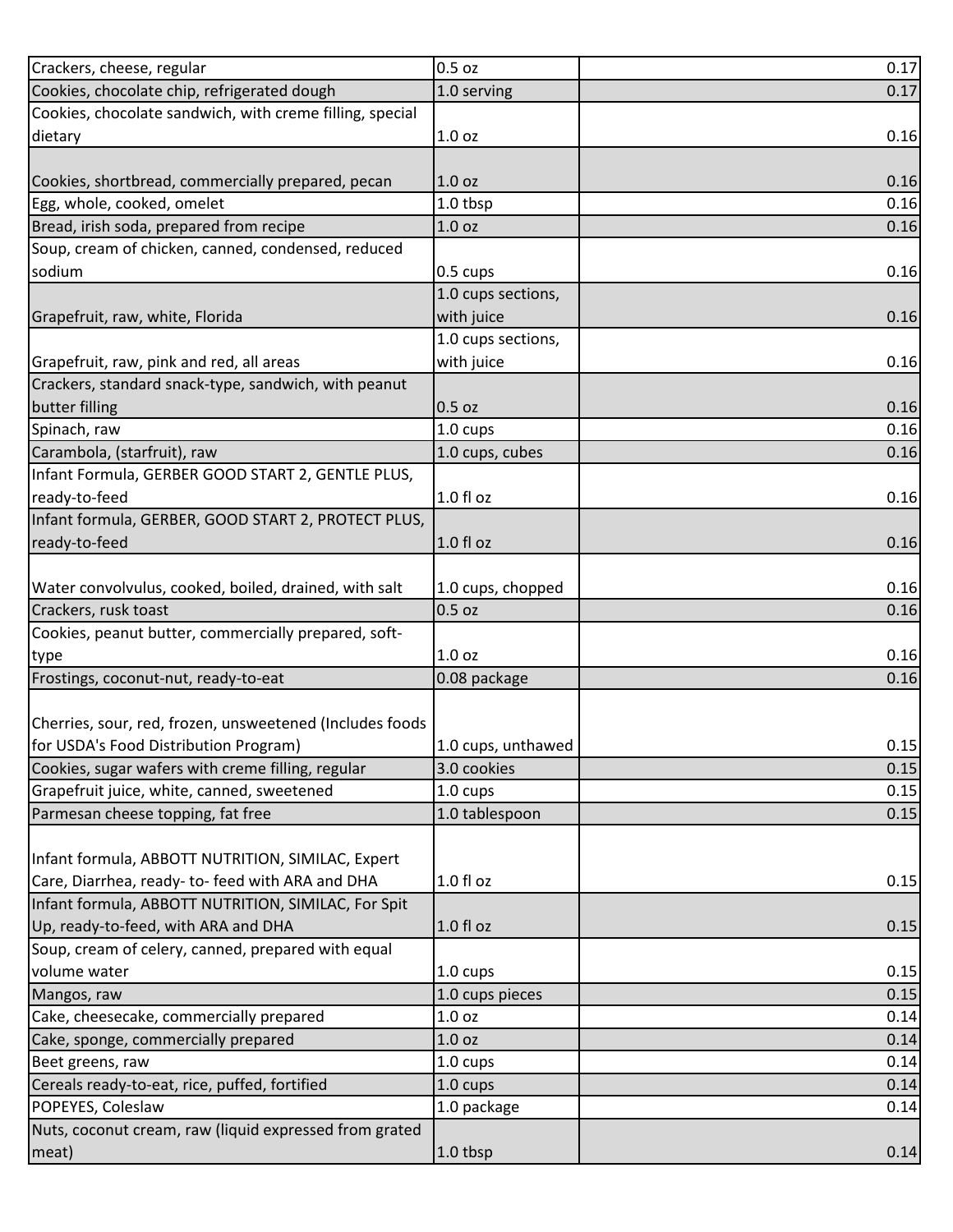| | | |
|---|---|---|
| Crackers, cheese, regular | 0.5 oz | 0.17 |
| Cookies, chocolate chip, refrigerated dough | 1.0 serving | 0.17 |
| Cookies, chocolate sandwich, with creme filling, special dietary | 1.0 oz | 0.16 |
| Cookies, shortbread, commercially prepared, pecan | 1.0 oz | 0.16 |
| Egg, whole, cooked, omelet | 1.0 tbsp | 0.16 |
| Bread, irish soda, prepared from recipe | 1.0 oz | 0.16 |
| Soup, cream of chicken, canned, condensed, reduced sodium | 0.5 cups | 0.16 |
| Grapefruit, raw, white, Florida | 1.0 cups sections, with juice | 0.16 |
| Grapefruit, raw, pink and red, all areas | 1.0 cups sections, with juice | 0.16 |
| Crackers, standard snack-type, sandwich, with peanut butter filling | 0.5 oz | 0.16 |
| Spinach, raw | 1.0 cups | 0.16 |
| Carambola, (starfruit), raw | 1.0 cups, cubes | 0.16 |
| Infant Formula, GERBER GOOD START 2, GENTLE PLUS, ready-to-feed | 1.0 fl oz | 0.16 |
| Infant formula, GERBER, GOOD START 2, PROTECT PLUS, ready-to-feed | 1.0 fl oz | 0.16 |
| Water convolvulus, cooked, boiled, drained, with salt | 1.0 cups, chopped | 0.16 |
| Crackers, rusk toast | 0.5 oz | 0.16 |
| Cookies, peanut butter, commercially prepared, soft-type | 1.0 oz | 0.16 |
| Frostings, coconut-nut, ready-to-eat | 0.08 package | 0.16 |
| Cherries, sour, red, frozen, unsweetened (Includes foods for USDA's Food Distribution Program) | 1.0 cups, unthawed | 0.15 |
| Cookies, sugar wafers with creme filling, regular | 3.0 cookies | 0.15 |
| Grapefruit juice, white, canned, sweetened | 1.0 cups | 0.15 |
| Parmesan cheese topping, fat free | 1.0 tablespoon | 0.15 |
| Infant formula, ABBOTT NUTRITION, SIMILAC, Expert Care, Diarrhea, ready- to- feed with ARA and DHA | 1.0 fl oz | 0.15 |
| Infant formula, ABBOTT NUTRITION, SIMILAC, For Spit Up, ready-to-feed, with ARA and DHA | 1.0 fl oz | 0.15 |
| Soup, cream of celery, canned, prepared with equal volume water | 1.0 cups | 0.15 |
| Mangos, raw | 1.0 cups pieces | 0.15 |
| Cake, cheesecake, commercially prepared | 1.0 oz | 0.14 |
| Cake, sponge, commercially prepared | 1.0 oz | 0.14 |
| Beet greens, raw | 1.0 cups | 0.14 |
| Cereals ready-to-eat, rice, puffed, fortified | 1.0 cups | 0.14 |
| POPEYES, Coleslaw | 1.0 package | 0.14 |
| Nuts, coconut cream, raw (liquid expressed from grated meat) | 1.0 tbsp | 0.14 |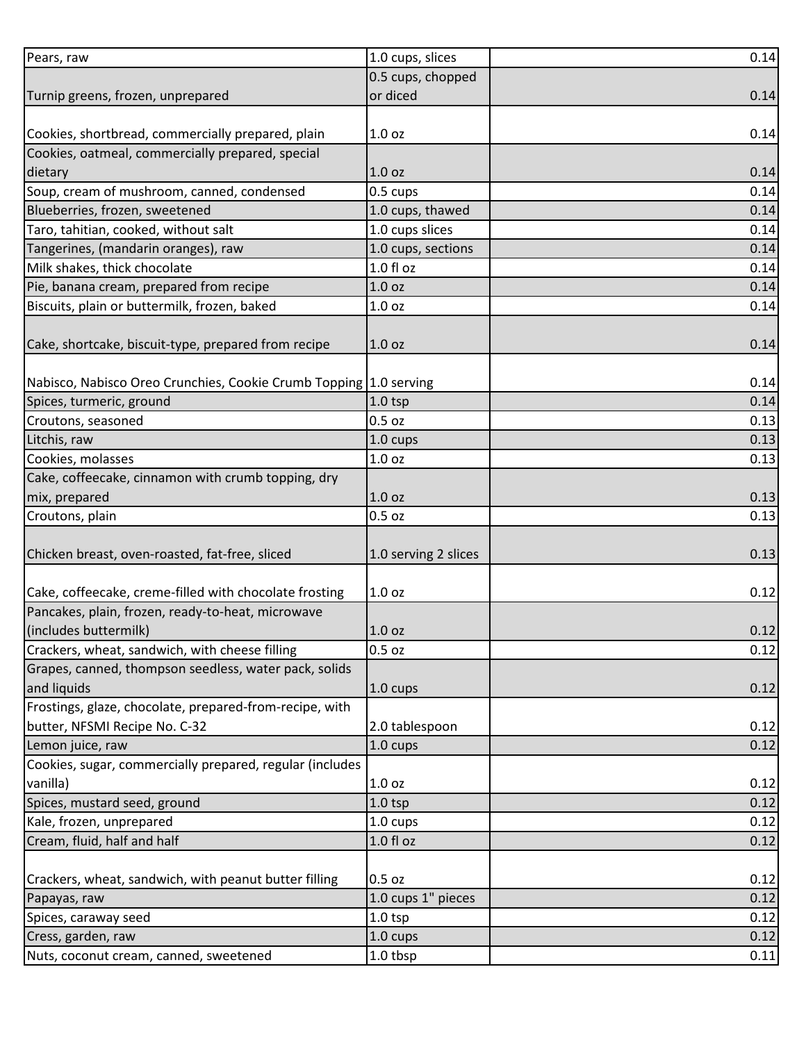| | | |
|---|---|---|
| Pears, raw | 1.0 cups, slices | 0.14 |
| Turnip greens, frozen, unprepared | 0.5 cups, chopped or diced | 0.14 |
| Cookies, shortbread, commercially prepared, plain | 1.0 oz | 0.14 |
| Cookies, oatmeal, commercially prepared, special dietary | 1.0 oz | 0.14 |
| Soup, cream of mushroom, canned, condensed | 0.5 cups | 0.14 |
| Blueberries, frozen, sweetened | 1.0 cups, thawed | 0.14 |
| Taro, tahitian, cooked, without salt | 1.0 cups slices | 0.14 |
| Tangerines, (mandarin oranges), raw | 1.0 cups, sections | 0.14 |
| Milk shakes, thick chocolate | 1.0 fl oz | 0.14 |
| Pie, banana cream, prepared from recipe | 1.0 oz | 0.14 |
| Biscuits, plain or buttermilk, frozen, baked | 1.0 oz | 0.14 |
| Cake, shortcake, biscuit-type, prepared from recipe | 1.0 oz | 0.14 |
| Nabisco, Nabisco Oreo Crunchies, Cookie Crumb Topping | 1.0 serving | 0.14 |
| Spices, turmeric, ground | 1.0 tsp | 0.14 |
| Croutons, seasoned | 0.5 oz | 0.13 |
| Litchis, raw | 1.0 cups | 0.13 |
| Cookies, molasses | 1.0 oz | 0.13 |
| Cake, coffeecake, cinnamon with crumb topping, dry mix, prepared | 1.0 oz | 0.13 |
| Croutons, plain | 0.5 oz | 0.13 |
| Chicken breast, oven-roasted, fat-free, sliced | 1.0 serving 2 slices | 0.13 |
| Cake, coffeecake, creme-filled with chocolate frosting | 1.0 oz | 0.12 |
| Pancakes, plain, frozen, ready-to-heat, microwave (includes buttermilk) | 1.0 oz | 0.12 |
| Crackers, wheat, sandwich, with cheese filling | 0.5 oz | 0.12 |
| Grapes, canned, thompson seedless, water pack, solids and liquids | 1.0 cups | 0.12 |
| Frostings, glaze, chocolate, prepared-from-recipe, with butter, NFSMI Recipe No. C-32 | 2.0 tablespoon | 0.12 |
| Lemon juice, raw | 1.0 cups | 0.12 |
| Cookies, sugar, commercially prepared, regular (includes vanilla) | 1.0 oz | 0.12 |
| Spices, mustard seed, ground | 1.0 tsp | 0.12 |
| Kale, frozen, unprepared | 1.0 cups | 0.12 |
| Cream, fluid, half and half | 1.0 fl oz | 0.12 |
| Crackers, wheat, sandwich, with peanut butter filling | 0.5 oz | 0.12 |
| Papayas, raw | 1.0 cups 1" pieces | 0.12 |
| Spices, caraway seed | 1.0 tsp | 0.12 |
| Cress, garden, raw | 1.0 cups | 0.12 |
| Nuts, coconut cream, canned, sweetened | 1.0 tbsp | 0.11 |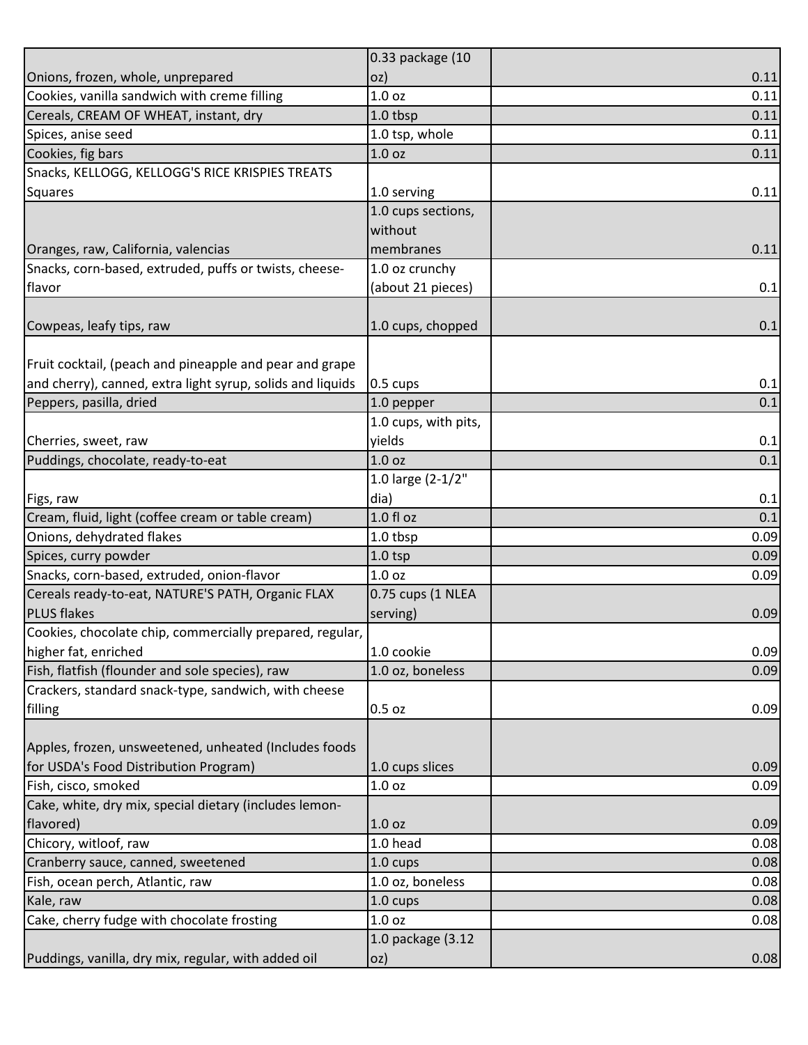| | | |
|---|---|---|
| Onions, frozen, whole, unprepared | 0.33 package (10 oz) | 0.11 |
| Cookies, vanilla sandwich with creme filling | 1.0 oz | 0.11 |
| Cereals, CREAM OF WHEAT, instant, dry | 1.0 tbsp | 0.11 |
| Spices, anise seed | 1.0 tsp, whole | 0.11 |
| Cookies, fig bars | 1.0 oz | 0.11 |
| Snacks, KELLOGG, KELLOGG'S RICE KRISPIES TREATS Squares | 1.0 serving | 0.11 |
| Oranges, raw, California, valencias | 1.0 cups sections, without membranes | 0.11 |
| Snacks, corn-based, extruded, puffs or twists, cheese-flavor | 1.0 oz crunchy (about 21 pieces) | 0.1 |
| Cowpeas, leafy tips, raw | 1.0 cups, chopped | 0.1 |
| Fruit cocktail, (peach and pineapple and pear and grape and cherry), canned, extra light syrup, solids and liquids | 0.5 cups | 0.1 |
| Peppers, pasilla, dried | 1.0 pepper | 0.1 |
| Cherries, sweet, raw | 1.0 cups, with pits, yields | 0.1 |
| Puddings, chocolate, ready-to-eat | 1.0 oz | 0.1 |
| Figs, raw | 1.0 large (2-1/2" dia) | 0.1 |
| Cream, fluid, light (coffee cream or table cream) | 1.0 fl oz | 0.1 |
| Onions, dehydrated flakes | 1.0 tbsp | 0.09 |
| Spices, curry powder | 1.0 tsp | 0.09 |
| Snacks, corn-based, extruded, onion-flavor | 1.0 oz | 0.09 |
| Cereals ready-to-eat, NATURE'S PATH, Organic FLAX PLUS flakes | 0.75 cups (1 NLEA serving) | 0.09 |
| Cookies, chocolate chip, commercially prepared, regular, higher fat, enriched | 1.0 cookie | 0.09 |
| Fish, flatfish (flounder and sole species), raw | 1.0 oz, boneless | 0.09 |
| Crackers, standard snack-type, sandwich, with cheese filling | 0.5 oz | 0.09 |
| Apples, frozen, unsweetened, unheated (Includes foods for USDA's Food Distribution Program) | 1.0 cups slices | 0.09 |
| Fish, cisco, smoked | 1.0 oz | 0.09 |
| Cake, white, dry mix, special dietary (includes lemon-flavored) | 1.0 oz | 0.09 |
| Chicory, witloof, raw | 1.0 head | 0.08 |
| Cranberry sauce, canned, sweetened | 1.0 cups | 0.08 |
| Fish, ocean perch, Atlantic, raw | 1.0 oz, boneless | 0.08 |
| Kale, raw | 1.0 cups | 0.08 |
| Cake, cherry fudge with chocolate frosting | 1.0 oz | 0.08 |
| Puddings, vanilla, dry mix, regular, with added oil | 1.0 package (3.12 oz) | 0.08 |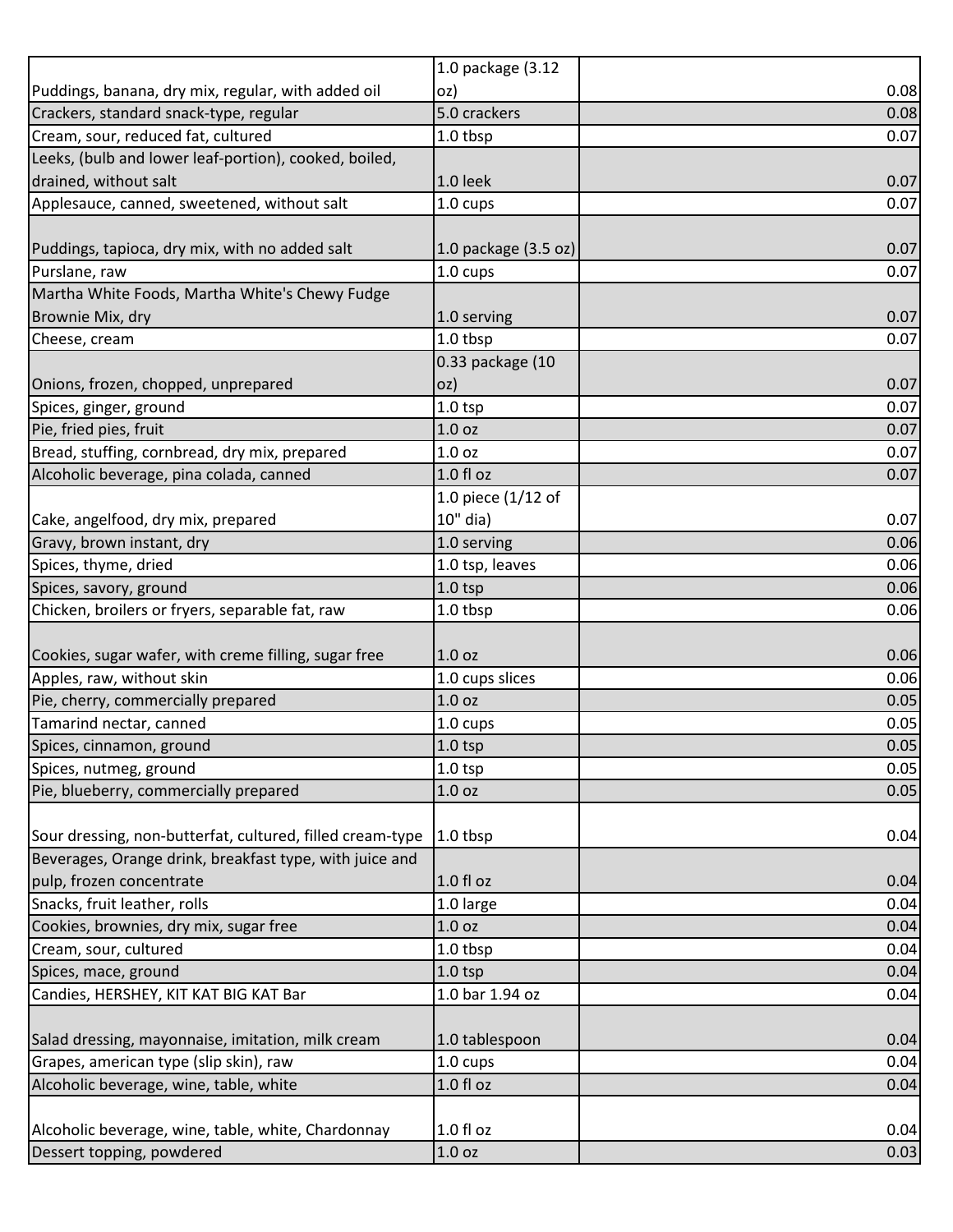| | | |
|---|---|---|
| Puddings, banana, dry mix, regular, with added oil | 1.0 package (3.12 oz) | 0.08 |
| Crackers, standard snack-type, regular | 5.0 crackers | 0.08 |
| Cream, sour, reduced fat, cultured | 1.0 tbsp | 0.07 |
| Leeks, (bulb and lower leaf-portion), cooked, boiled, drained, without salt | 1.0 leek | 0.07 |
| Applesauce, canned, sweetened, without salt | 1.0 cups | 0.07 |
| Puddings, tapioca, dry mix, with no added salt | 1.0 package (3.5 oz) | 0.07 |
| Purslane, raw | 1.0 cups | 0.07 |
| Martha White Foods, Martha White's Chewy Fudge Brownie Mix, dry | 1.0 serving | 0.07 |
| Cheese, cream | 1.0 tbsp | 0.07 |
| Onions, frozen, chopped, unprepared | 0.33 package (10 oz) | 0.07 |
| Spices, ginger, ground | 1.0 tsp | 0.07 |
| Pie, fried pies, fruit | 1.0 oz | 0.07 |
| Bread, stuffing, cornbread, dry mix, prepared | 1.0 oz | 0.07 |
| Alcoholic beverage, pina colada, canned | 1.0 fl oz | 0.07 |
| Cake, angelfood, dry mix, prepared | 1.0 piece (1/12 of 10" dia) | 0.07 |
| Gravy, brown instant, dry | 1.0 serving | 0.06 |
| Spices, thyme, dried | 1.0 tsp, leaves | 0.06 |
| Spices, savory, ground | 1.0 tsp | 0.06 |
| Chicken, broilers or fryers, separable fat, raw | 1.0 tbsp | 0.06 |
| Cookies, sugar wafer, with creme filling, sugar free | 1.0 oz | 0.06 |
| Apples, raw, without skin | 1.0 cups slices | 0.06 |
| Pie, cherry, commercially prepared | 1.0 oz | 0.05 |
| Tamarind nectar, canned | 1.0 cups | 0.05 |
| Spices, cinnamon, ground | 1.0 tsp | 0.05 |
| Spices, nutmeg, ground | 1.0 tsp | 0.05 |
| Pie, blueberry, commercially prepared | 1.0 oz | 0.05 |
| Sour dressing, non-butterfat, cultured, filled cream-type | 1.0 tbsp | 0.04 |
| Beverages, Orange drink, breakfast type, with juice and pulp, frozen concentrate | 1.0 fl oz | 0.04 |
| Snacks, fruit leather, rolls | 1.0 large | 0.04 |
| Cookies, brownies, dry mix, sugar free | 1.0 oz | 0.04 |
| Cream, sour, cultured | 1.0 tbsp | 0.04 |
| Spices, mace, ground | 1.0 tsp | 0.04 |
| Candies, HERSHEY, KIT KAT BIG KAT Bar | 1.0 bar 1.94 oz | 0.04 |
| Salad dressing, mayonnaise, imitation, milk cream | 1.0 tablespoon | 0.04 |
| Grapes, american type (slip skin), raw | 1.0 cups | 0.04 |
| Alcoholic beverage, wine, table, white | 1.0 fl oz | 0.04 |
| Alcoholic beverage, wine, table, white, Chardonnay | 1.0 fl oz | 0.04 |
| Dessert topping, powdered | 1.0 oz | 0.03 |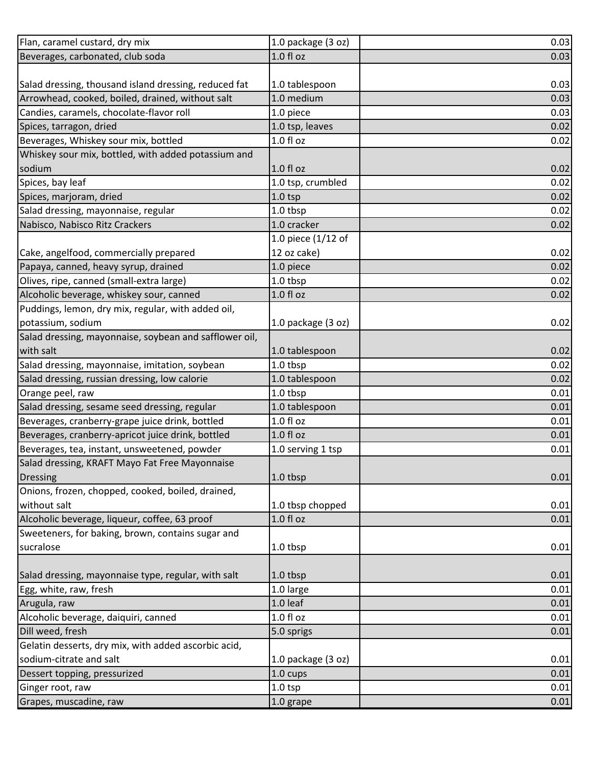| | | |
|---|---|---|
| Flan, caramel custard, dry mix | 1.0 package (3 oz) | 0.03 |
| Beverages, carbonated, club soda | 1.0 fl oz | 0.03 |
| Salad dressing, thousand island dressing, reduced fat | 1.0 tablespoon | 0.03 |
| Arrowhead, cooked, boiled, drained, without salt | 1.0 medium | 0.03 |
| Candies, caramels, chocolate-flavor roll | 1.0 piece | 0.03 |
| Spices, tarragon, dried | 1.0 tsp, leaves | 0.02 |
| Beverages, Whiskey sour mix, bottled | 1.0 fl oz | 0.02 |
| Whiskey sour mix, bottled, with added potassium and sodium | 1.0 fl oz | 0.02 |
| Spices, bay leaf | 1.0 tsp, crumbled | 0.02 |
| Spices, marjoram, dried | 1.0 tsp | 0.02 |
| Salad dressing, mayonnaise, regular | 1.0 tbsp | 0.02 |
| Nabisco, Nabisco Ritz Crackers | 1.0 cracker | 0.02 |
| Cake, angelfood, commercially prepared | 1.0 piece (1/12 of 12 oz cake) | 0.02 |
| Papaya, canned, heavy syrup, drained | 1.0 piece | 0.02 |
| Olives, ripe, canned (small-extra large) | 1.0 tbsp | 0.02 |
| Alcoholic beverage, whiskey sour, canned | 1.0 fl oz | 0.02 |
| Puddings, lemon, dry mix, regular, with added oil, potassium, sodium | 1.0 package (3 oz) | 0.02 |
| Salad dressing, mayonnaise, soybean and safflower oil, with salt | 1.0 tablespoon | 0.02 |
| Salad dressing, mayonnaise, imitation, soybean | 1.0 tbsp | 0.02 |
| Salad dressing, russian dressing, low calorie | 1.0 tablespoon | 0.02 |
| Orange peel, raw | 1.0 tbsp | 0.01 |
| Salad dressing, sesame seed dressing, regular | 1.0 tablespoon | 0.01 |
| Beverages, cranberry-grape juice drink, bottled | 1.0 fl oz | 0.01 |
| Beverages, cranberry-apricot juice drink, bottled | 1.0 fl oz | 0.01 |
| Beverages, tea, instant, unsweetened, powder | 1.0 serving 1 tsp | 0.01 |
| Salad dressing, KRAFT Mayo Fat Free Mayonnaise Dressing | 1.0 tbsp | 0.01 |
| Onions, frozen, chopped, cooked, boiled, drained, without salt | 1.0 tbsp chopped | 0.01 |
| Alcoholic beverage, liqueur, coffee, 63 proof | 1.0 fl oz | 0.01 |
| Sweeteners, for baking, brown, contains sugar and sucralose | 1.0 tbsp | 0.01 |
| Salad dressing, mayonnaise type, regular, with salt | 1.0 tbsp | 0.01 |
| Egg, white, raw, fresh | 1.0 large | 0.01 |
| Arugula, raw | 1.0 leaf | 0.01 |
| Alcoholic beverage, daiquiri, canned | 1.0 fl oz | 0.01 |
| Dill weed, fresh | 5.0 sprigs | 0.01 |
| Gelatin desserts, dry mix, with added ascorbic acid, sodium-citrate and salt | 1.0 package (3 oz) | 0.01 |
| Dessert topping, pressurized | 1.0 cups | 0.01 |
| Ginger root, raw | 1.0 tsp | 0.01 |
| Grapes, muscadine, raw | 1.0 grape | 0.01 |